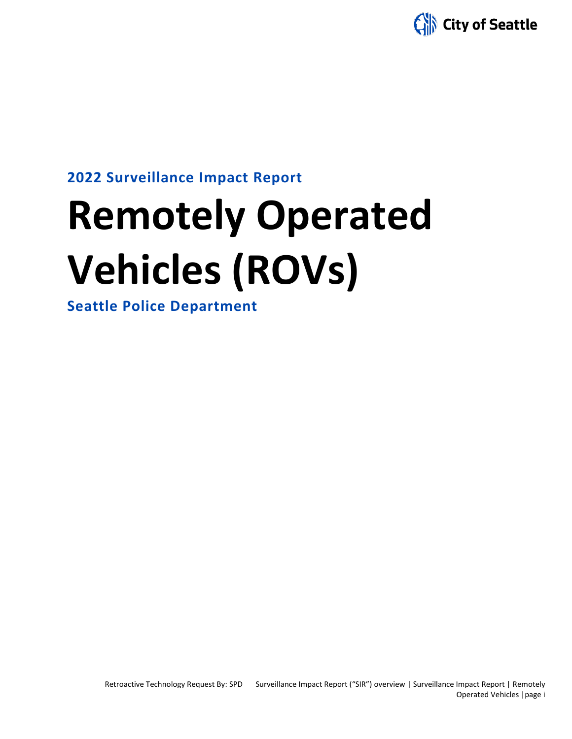City of Seattle

2022 Surveillance Impact Report

# Remotely Operated Vehicles (ROVs)

Seattle Police Department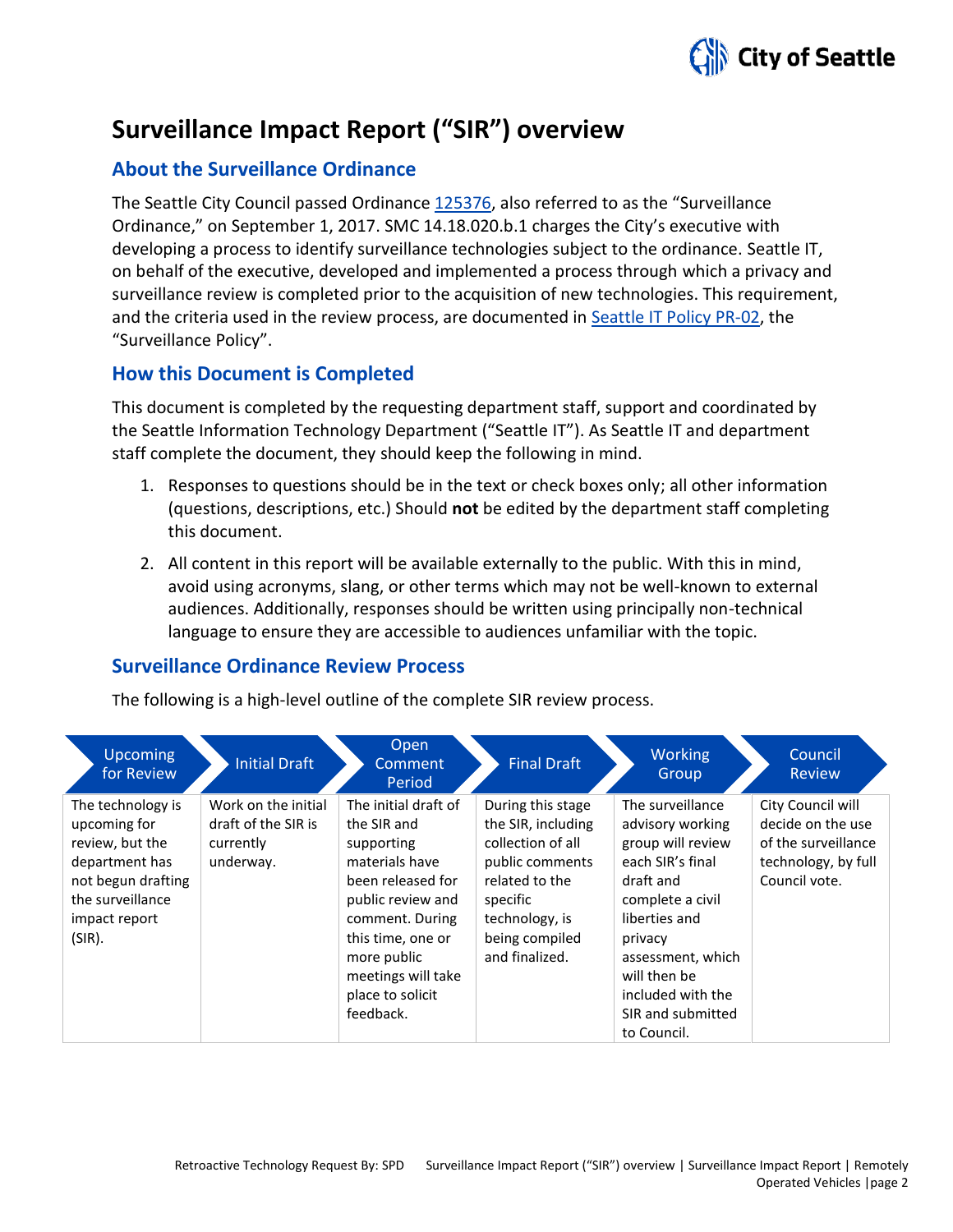# Surveillance Impact Report ("SIR") overview

## About the Surveillance Ordinance

The Seattle City Council passed Ordinance 125376, also referred to as the "Surveillance Ordinance," on September 1, 2017. SMC 14.18.020.b.1 charges the City's executive with developing a process to identify surveillance technologies subject to the ordinance. Seattle IT, on behalf of the executive, developed and implemented a process through which a privacy and surveillance review is completed prior to the acquisition of new technologies. This requirement, and the criteria used in the review process, are documented in Seattle IT Policy PR-02, the "Surveillance Policy".

## How this Document is Completed

This document is completed by the requesting department staff, support and coordinated by the Seattle Information Technology Department ("Seattle IT"). As Seattle IT and department staff complete the document, they should keep the following in mind.

1. Responses to questions should be in the text or check boxes only; all other information (questions, descriptions, etc.) Should **not** be edited by the department staff completing this document.
2. All content in this report will be available externally to the public. With this in mind, avoid using acronyms, slang, or other terms which may not be well-known to external audiences. Additionally, responses should be written using principally non-technical language to ensure they are accessible to audiences unfamiliar with the topic.

## Surveillance Ordinance Review Process

The following is a high-level outline of the complete SIR review process.

| Upcoming for Review | Initial Draft | Open Comment Period | Final Draft | Working Group | Council Review |
|---|---|---|---|---|---|
| The technology is upcoming for review, but the department has not begun drafting the surveillance impact report (SIR). | Work on the initial draft of the SIR is currently underway. | The initial draft of the SIR and supporting materials have been released for public review and comment. During this time, one or more public meetings will take place to solicit feedback. | During this stage the SIR, including collection of all public comments related to the specific technology, is being compiled and finalized. | The surveillance advisory working group will review each SIR's final draft and complete a civil liberties and privacy assessment, which will then be included with the SIR and submitted to Council. | City Council will decide on the use of the surveillance technology, by full Council vote. |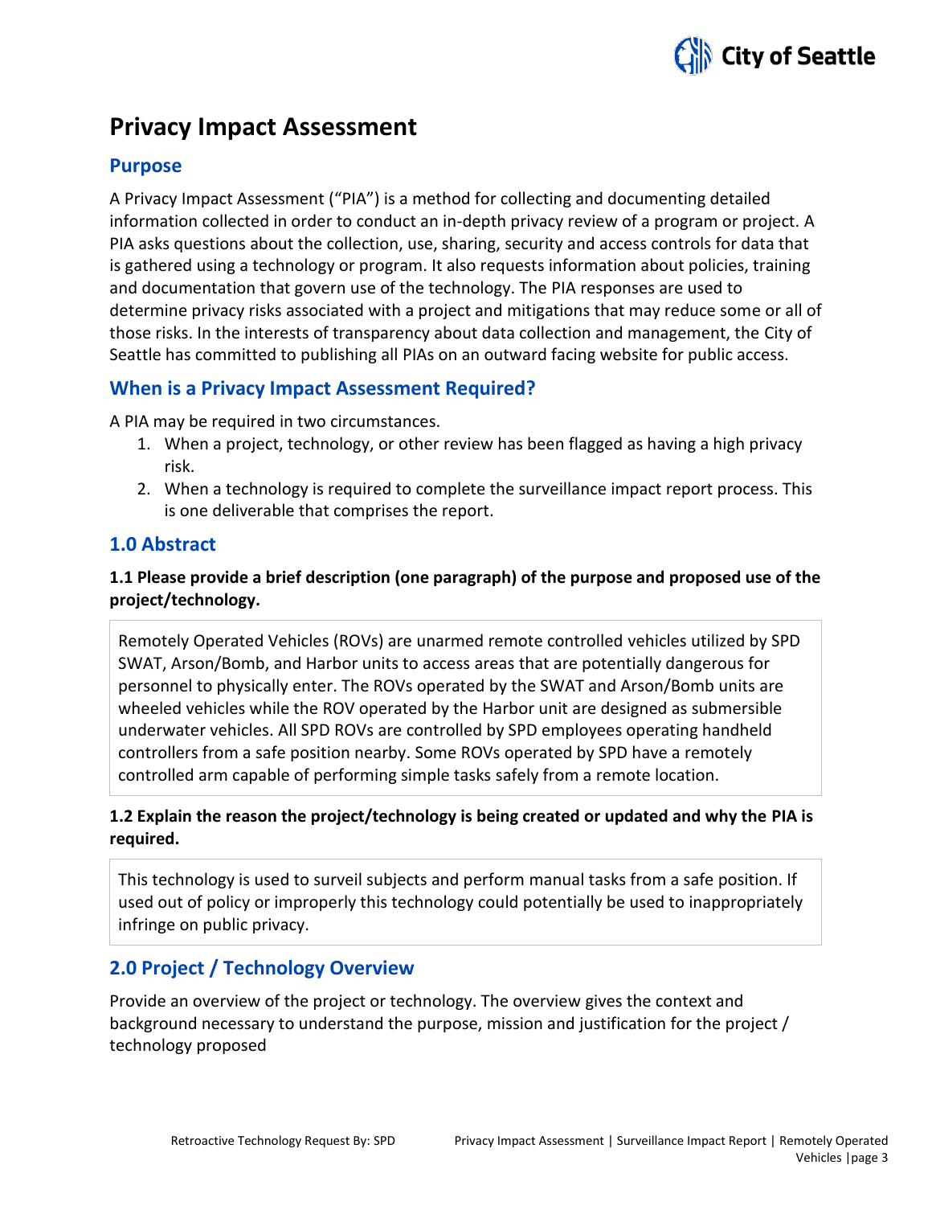# Privacy Impact Assessment

## Purpose

A Privacy Impact Assessment ("PIA") is a method for collecting and documenting detailed information collected in order to conduct an in-depth privacy review of a program or project. A PIA asks questions about the collection, use, sharing, security and access controls for data that is gathered using a technology or program. It also requests information about policies, training and documentation that govern use of the technology. The PIA responses are used to determine privacy risks associated with a project and mitigations that may reduce some or all of those risks. In the interests of transparency about data collection and management, the City of Seattle has committed to publishing all PIAs on an outward facing website for public access.

## When is a Privacy Impact Assessment Required?

A PIA may be required in two circumstances.

1. When a project, technology, or other review has been flagged as having a high privacy risk.
2. When a technology is required to complete the surveillance impact report process. This is one deliverable that comprises the report.

## 1.0 Abstract

**1.1 Please provide a brief description (one paragraph) of the purpose and proposed use of the project/technology.**

Remotely Operated Vehicles (ROVs) are unarmed remote controlled vehicles utilized by SPD SWAT, Arson/Bomb, and Harbor units to access areas that are potentially dangerous for personnel to physically enter. The ROVs operated by the SWAT and Arson/Bomb units are wheeled vehicles while the ROV operated by the Harbor unit are designed as submersible underwater vehicles. All SPD ROVs are controlled by SPD employees operating handheld controllers from a safe position nearby. Some ROVs operated by SPD have a remotely controlled arm capable of performing simple tasks safely from a remote location.

**1.2 Explain the reason the project/technology is being created or updated and why the PIA is required.**

This technology is used to surveil subjects and perform manual tasks from a safe position. If used out of policy or improperly this technology could potentially be used to inappropriately infringe on public privacy.

## 2.0 Project / Technology Overview

Provide an overview of the project or technology. The overview gives the context and background necessary to understand the purpose, mission and justification for the project / technology proposed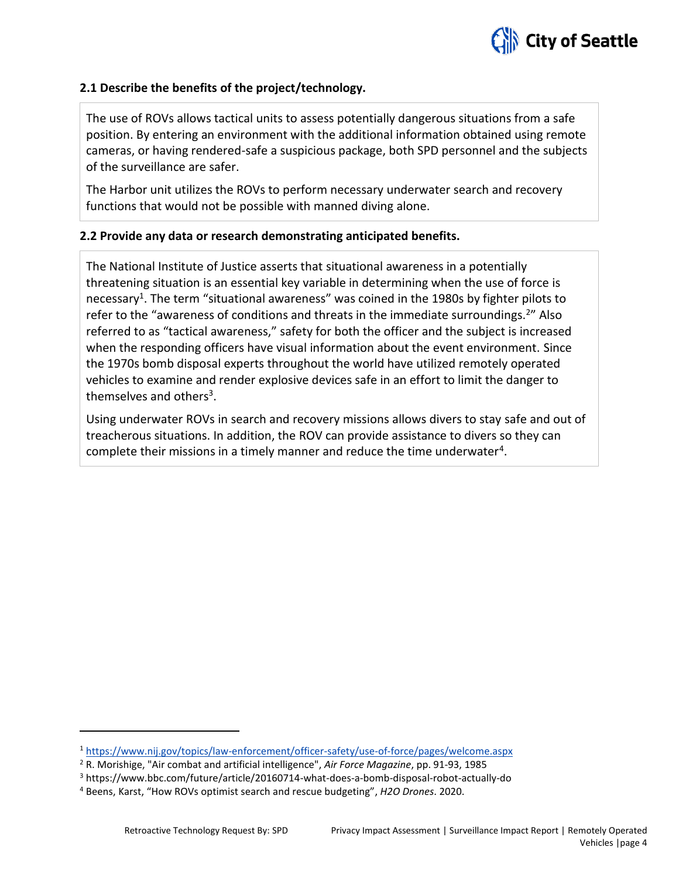### 2.1 Describe the benefits of the project/technology.

The use of ROVs allows tactical units to assess potentially dangerous situations from a safe position. By entering an environment with the additional information obtained using remote cameras, or having rendered-safe a suspicious package, both SPD personnel and the subjects of the surveillance are safer.

The Harbor unit utilizes the ROVs to perform necessary underwater search and recovery functions that would not be possible with manned diving alone.

### 2.2 Provide any data or research demonstrating anticipated benefits.

The National Institute of Justice asserts that situational awareness in a potentially threatening situation is an essential key variable in determining when the use of force is necessary[1]. The term "situational awareness" was coined in the 1980s by fighter pilots to refer to the "awareness of conditions and threats in the immediate surroundings.[2]" Also referred to as "tactical awareness," safety for both the officer and the subject is increased when the responding officers have visual information about the event environment. Since the 1970s bomb disposal experts throughout the world have utilized remotely operated vehicles to examine and render explosive devices safe in an effort to limit the danger to themselves and others[3].

Using underwater ROVs in search and recovery missions allows divers to stay safe and out of treacherous situations. In addition, the ROV can provide assistance to divers so they can complete their missions in a timely manner and reduce the time underwater[4].

---

[1] https://www.nij.gov/topics/law-enforcement/officer-safety/use-of-force/pages/welcome.aspx

[2] R. Morishige, "Air combat and artificial intelligence", *Air Force Magazine*, pp. 91-93, 1985

[3] https://www.bbc.com/future/article/20160714-what-does-a-bomb-disposal-robot-actually-do

[4] Beens, Karst, "How ROVs optimist search and rescue budgeting", *H2O Drones*. 2020.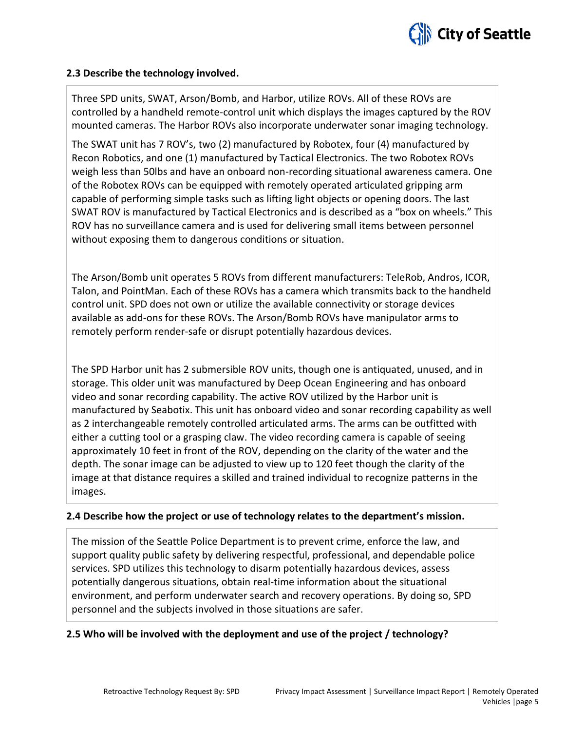### 2.3 Describe the technology involved.

Three SPD units, SWAT, Arson/Bomb, and Harbor, utilize ROVs. All of these ROVs are controlled by a handheld remote-control unit which displays the images captured by the ROV mounted cameras. The Harbor ROVs also incorporate underwater sonar imaging technology.

The SWAT unit has 7 ROV's, two (2) manufactured by Robotex, four (4) manufactured by Recon Robotics, and one (1) manufactured by Tactical Electronics. The two Robotex ROVs weigh less than 50lbs and have an onboard non-recording situational awareness camera. One of the Robotex ROVs can be equipped with remotely operated articulated gripping arm capable of performing simple tasks such as lifting light objects or opening doors. The last SWAT ROV is manufactured by Tactical Electronics and is described as a "box on wheels." This ROV has no surveillance camera and is used for delivering small items between personnel without exposing them to dangerous conditions or situation.

The Arson/Bomb unit operates 5 ROVs from different manufacturers: TeleRob, Andros, ICOR, Talon, and PointMan. Each of these ROVs has a camera which transmits back to the handheld control unit. SPD does not own or utilize the available connectivity or storage devices available as add-ons for these ROVs. The Arson/Bomb ROVs have manipulator arms to remotely perform render-safe or disrupt potentially hazardous devices.

The SPD Harbor unit has 2 submersible ROV units, though one is antiquated, unused, and in storage. This older unit was manufactured by Deep Ocean Engineering and has onboard video and sonar recording capability. The active ROV utilized by the Harbor unit is manufactured by Seabotix. This unit has onboard video and sonar recording capability as well as 2 interchangeable remotely controlled articulated arms. The arms can be outfitted with either a cutting tool or a grasping claw. The video recording camera is capable of seeing approximately 10 feet in front of the ROV, depending on the clarity of the water and the depth. The sonar image can be adjusted to view up to 120 feet though the clarity of the image at that distance requires a skilled and trained individual to recognize patterns in the images.

### 2.4 Describe how the project or use of technology relates to the department's mission.

The mission of the Seattle Police Department is to prevent crime, enforce the law, and support quality public safety by delivering respectful, professional, and dependable police services. SPD utilizes this technology to disarm potentially hazardous devices, assess potentially dangerous situations, obtain real-time information about the situational environment, and perform underwater search and recovery operations. By doing so, SPD personnel and the subjects involved in those situations are safer.

### 2.5 Who will be involved with the deployment and use of the project / technology?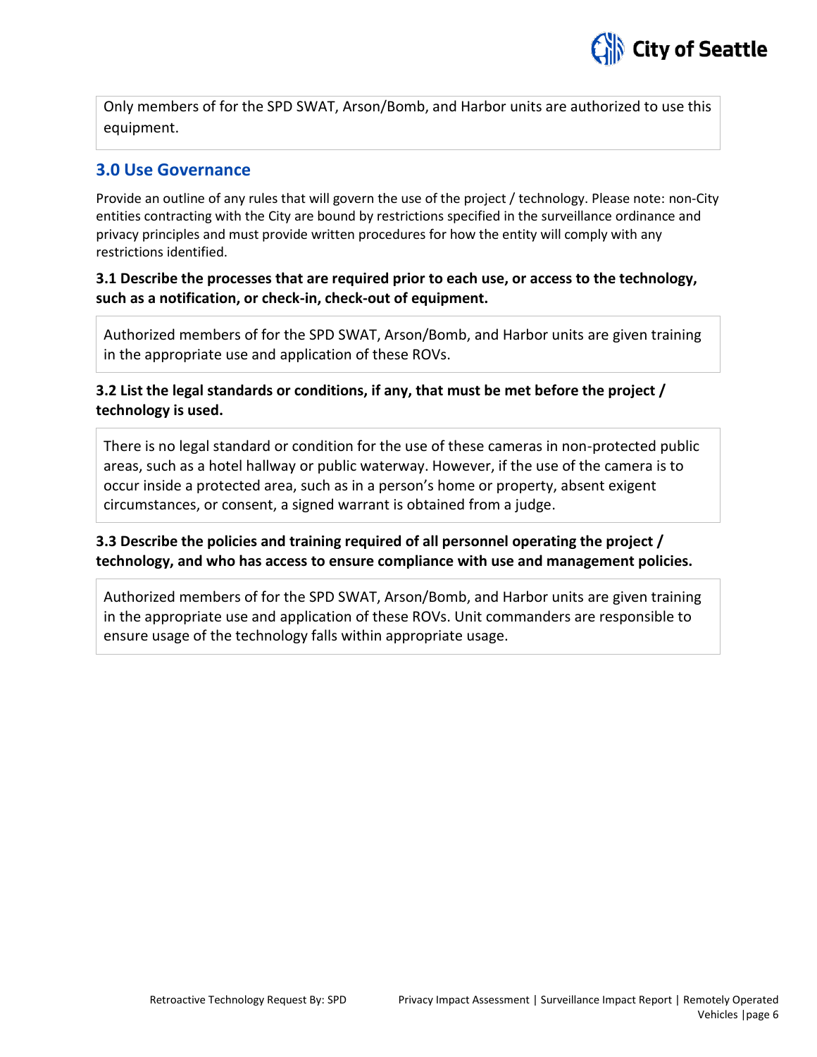Only members of for the SPD SWAT, Arson/Bomb, and Harbor units are authorized to use this equipment.

## 3.0 Use Governance

Provide an outline of any rules that will govern the use of the project / technology. Please note: non-City entities contracting with the City are bound by restrictions specified in the surveillance ordinance and privacy principles and must provide written procedures for how the entity will comply with any restrictions identified.

**3.1 Describe the processes that are required prior to each use, or access to the technology, such as a notification, or check-in, check-out of equipment.**

Authorized members of for the SPD SWAT, Arson/Bomb, and Harbor units are given training in the appropriate use and application of these ROVs.

**3.2 List the legal standards or conditions, if any, that must be met before the project / technology is used.**

There is no legal standard or condition for the use of these cameras in non-protected public areas, such as a hotel hallway or public waterway. However, if the use of the camera is to occur inside a protected area, such as in a person's home or property, absent exigent circumstances, or consent, a signed warrant is obtained from a judge.

**3.3 Describe the policies and training required of all personnel operating the project / technology, and who has access to ensure compliance with use and management policies.**

Authorized members of for the SPD SWAT, Arson/Bomb, and Harbor units are given training in the appropriate use and application of these ROVs. Unit commanders are responsible to ensure usage of the technology falls within appropriate usage.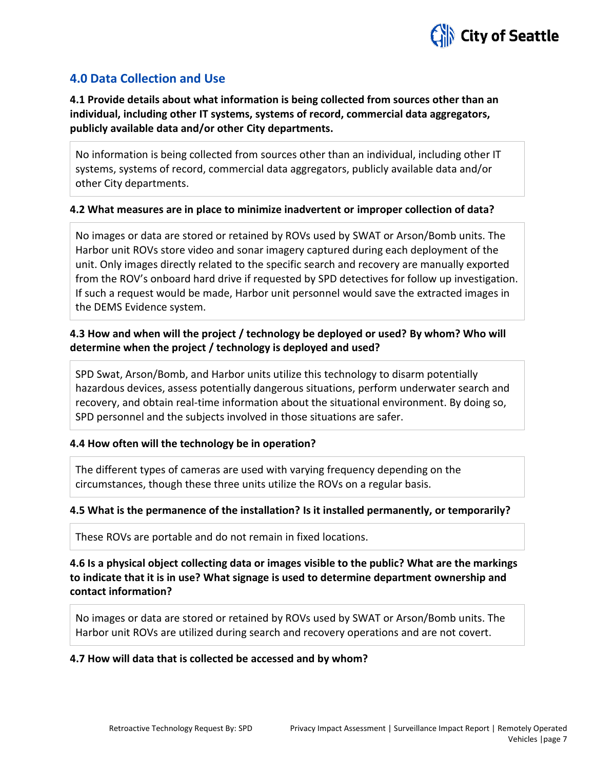## 4.0 Data Collection and Use

**4.1 Provide details about what information is being collected from sources other than an individual, including other IT systems, systems of record, commercial data aggregators, publicly available data and/or other City departments.**

No information is being collected from sources other than an individual, including other IT systems, systems of record, commercial data aggregators, publicly available data and/or other City departments.

**4.2 What measures are in place to minimize inadvertent or improper collection of data?**

No images or data are stored or retained by ROVs used by SWAT or Arson/Bomb units. The Harbor unit ROVs store video and sonar imagery captured during each deployment of the unit. Only images directly related to the specific search and recovery are manually exported from the ROV's onboard hard drive if requested by SPD detectives for follow up investigation. If such a request would be made, Harbor unit personnel would save the extracted images in the DEMS Evidence system.

**4.3 How and when will the project / technology be deployed or used? By whom? Who will determine when the project / technology is deployed and used?**

SPD Swat, Arson/Bomb, and Harbor units utilize this technology to disarm potentially hazardous devices, assess potentially dangerous situations, perform underwater search and recovery, and obtain real-time information about the situational environment. By doing so, SPD personnel and the subjects involved in those situations are safer.

**4.4 How often will the technology be in operation?**

The different types of cameras are used with varying frequency depending on the circumstances, though these three units utilize the ROVs on a regular basis.

**4.5 What is the permanence of the installation? Is it installed permanently, or temporarily?**

These ROVs are portable and do not remain in fixed locations.

**4.6 Is a physical object collecting data or images visible to the public? What are the markings to indicate that it is in use? What signage is used to determine department ownership and contact information?**

No images or data are stored or retained by ROVs used by SWAT or Arson/Bomb units. The Harbor unit ROVs are utilized during search and recovery operations and are not covert.

**4.7 How will data that is collected be accessed and by whom?**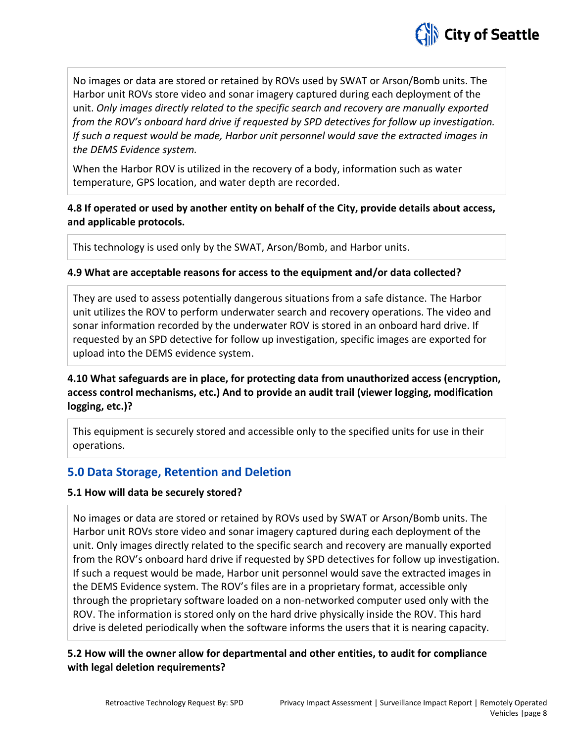No images or data are stored or retained by ROVs used by SWAT or Arson/Bomb units. The Harbor unit ROVs store video and sonar imagery captured during each deployment of the unit. *Only images directly related to the specific search and recovery are manually exported from the ROV's onboard hard drive if requested by SPD detectives for follow up investigation. If such a request would be made, Harbor unit personnel would save the extracted images in the DEMS Evidence system.*

When the Harbor ROV is utilized in the recovery of a body, information such as water temperature, GPS location, and water depth are recorded.

**4.8 If operated or used by another entity on behalf of the City, provide details about access, and applicable protocols.**

This technology is used only by the SWAT, Arson/Bomb, and Harbor units.

**4.9 What are acceptable reasons for access to the equipment and/or data collected?**

They are used to assess potentially dangerous situations from a safe distance. The Harbor unit utilizes the ROV to perform underwater search and recovery operations. The video and sonar information recorded by the underwater ROV is stored in an onboard hard drive. If requested by an SPD detective for follow up investigation, specific images are exported for upload into the DEMS evidence system.

**4.10 What safeguards are in place, for protecting data from unauthorized access (encryption, access control mechanisms, etc.) And to provide an audit trail (viewer logging, modification logging, etc.)?**

This equipment is securely stored and accessible only to the specified units for use in their operations.

## 5.0 Data Storage, Retention and Deletion

**5.1 How will data be securely stored?**

No images or data are stored or retained by ROVs used by SWAT or Arson/Bomb units. The Harbor unit ROVs store video and sonar imagery captured during each deployment of the unit. Only images directly related to the specific search and recovery are manually exported from the ROV's onboard hard drive if requested by SPD detectives for follow up investigation. If such a request would be made, Harbor unit personnel would save the extracted images in the DEMS Evidence system. The ROV's files are in a proprietary format, accessible only through the proprietary software loaded on a non-networked computer used only with the ROV. The information is stored only on the hard drive physically inside the ROV. This hard drive is deleted periodically when the software informs the users that it is nearing capacity.

**5.2 How will the owner allow for departmental and other entities, to audit for compliance with legal deletion requirements?**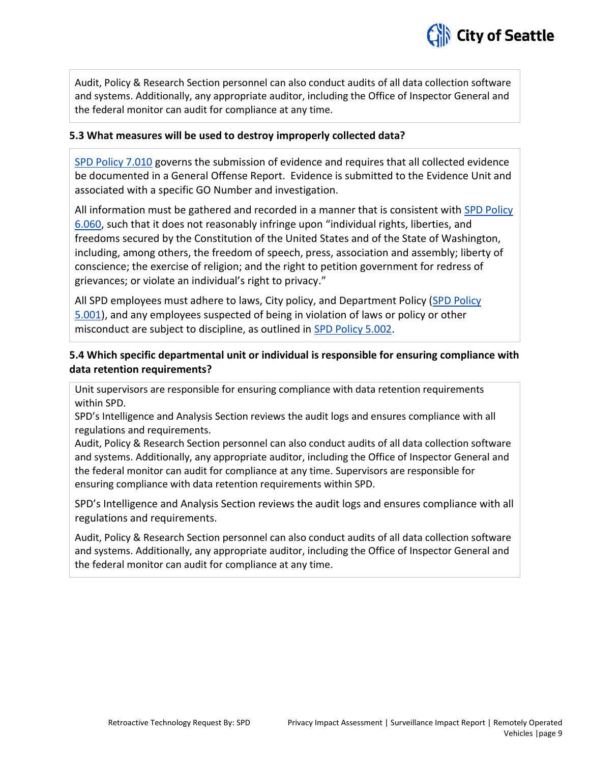Audit, Policy & Research Section personnel can also conduct audits of all data collection software and systems. Additionally, any appropriate auditor, including the Office of Inspector General and the federal monitor can audit for compliance at any time.

### 5.3 What measures will be used to destroy improperly collected data?

SPD Policy 7.010 governs the submission of evidence and requires that all collected evidence be documented in a General Offense Report. Evidence is submitted to the Evidence Unit and associated with a specific GO Number and investigation.

All information must be gathered and recorded in a manner that is consistent with SPD Policy 6.060, such that it does not reasonably infringe upon "individual rights, liberties, and freedoms secured by the Constitution of the United States and of the State of Washington, including, among others, the freedom of speech, press, association and assembly; liberty of conscience; the exercise of religion; and the right to petition government for redress of grievances; or violate an individual's right to privacy."

All SPD employees must adhere to laws, City policy, and Department Policy (SPD Policy 5.001), and any employees suspected of being in violation of laws or policy or other misconduct are subject to discipline, as outlined in SPD Policy 5.002.

### 5.4 Which specific departmental unit or individual is responsible for ensuring compliance with data retention requirements?

Unit supervisors are responsible for ensuring compliance with data retention requirements within SPD.
SPD's Intelligence and Analysis Section reviews the audit logs and ensures compliance with all regulations and requirements.
Audit, Policy & Research Section personnel can also conduct audits of all data collection software and systems. Additionally, any appropriate auditor, including the Office of Inspector General and the federal monitor can audit for compliance at any time. Supervisors are responsible for ensuring compliance with data retention requirements within SPD.

SPD's Intelligence and Analysis Section reviews the audit logs and ensures compliance with all regulations and requirements.

Audit, Policy & Research Section personnel can also conduct audits of all data collection software and systems. Additionally, any appropriate auditor, including the Office of Inspector General and the federal monitor can audit for compliance at any time.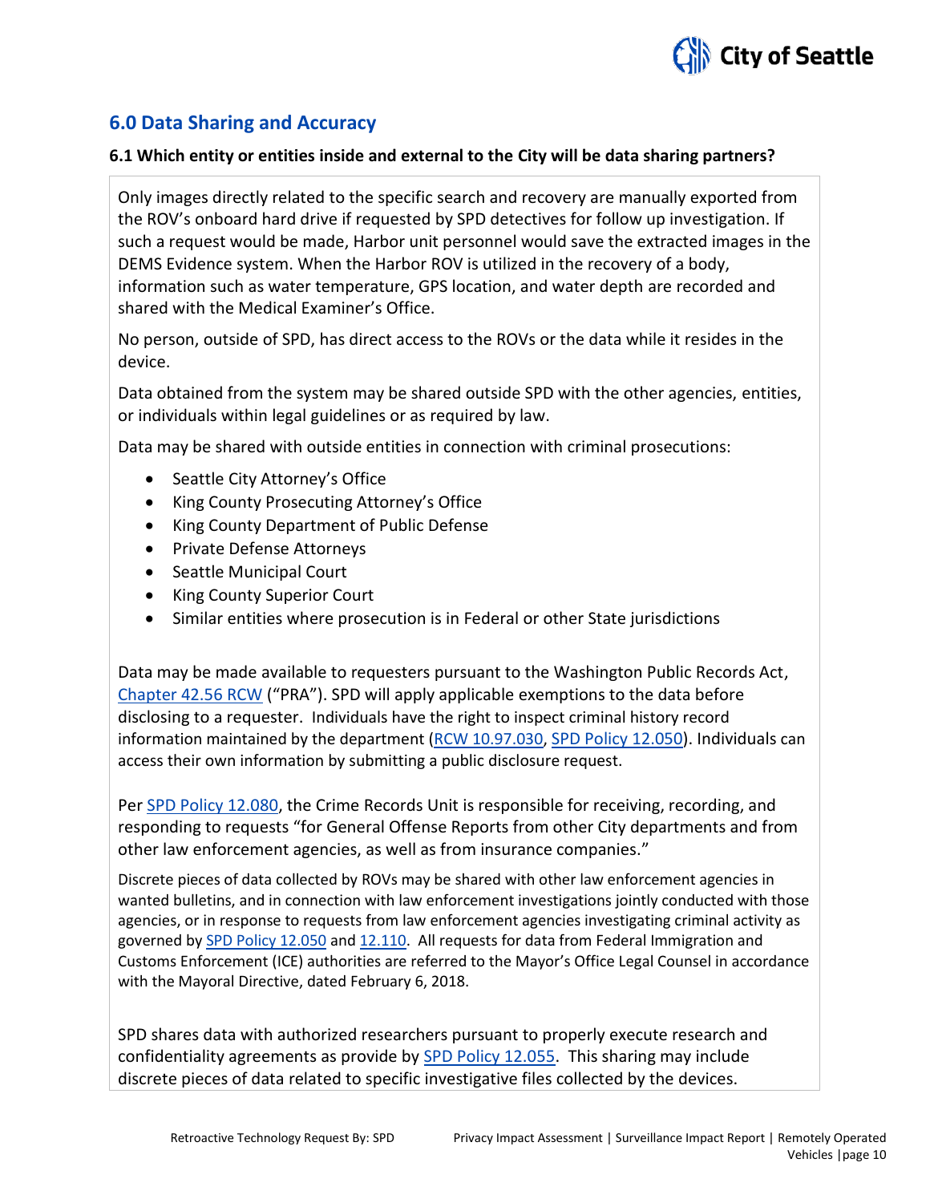## 6.0 Data Sharing and Accuracy

### 6.1 Which entity or entities inside and external to the City will be data sharing partners?

Only images directly related to the specific search and recovery are manually exported from the ROV's onboard hard drive if requested by SPD detectives for follow up investigation. If such a request would be made, Harbor unit personnel would save the extracted images in the DEMS Evidence system. When the Harbor ROV is utilized in the recovery of a body, information such as water temperature, GPS location, and water depth are recorded and shared with the Medical Examiner's Office.

No person, outside of SPD, has direct access to the ROVs or the data while it resides in the device.

Data obtained from the system may be shared outside SPD with the other agencies, entities, or individuals within legal guidelines or as required by law.

Data may be shared with outside entities in connection with criminal prosecutions:

- Seattle City Attorney's Office
- King County Prosecuting Attorney's Office
- King County Department of Public Defense
- Private Defense Attorneys
- Seattle Municipal Court
- King County Superior Court
- Similar entities where prosecution is in Federal or other State jurisdictions

Data may be made available to requesters pursuant to the Washington Public Records Act, Chapter 42.56 RCW ("PRA"). SPD will apply applicable exemptions to the data before disclosing to a requester. Individuals have the right to inspect criminal history record information maintained by the department (RCW 10.97.030, SPD Policy 12.050). Individuals can access their own information by submitting a public disclosure request.

Per SPD Policy 12.080, the Crime Records Unit is responsible for receiving, recording, and responding to requests "for General Offense Reports from other City departments and from other law enforcement agencies, as well as from insurance companies."

Discrete pieces of data collected by ROVs may be shared with other law enforcement agencies in wanted bulletins, and in connection with law enforcement investigations jointly conducted with those agencies, or in response to requests from law enforcement agencies investigating criminal activity as governed by SPD Policy 12.050 and 12.110. All requests for data from Federal Immigration and Customs Enforcement (ICE) authorities are referred to the Mayor's Office Legal Counsel in accordance with the Mayoral Directive, dated February 6, 2018.

SPD shares data with authorized researchers pursuant to properly execute research and confidentiality agreements as provide by SPD Policy 12.055. This sharing may include discrete pieces of data related to specific investigative files collected by the devices.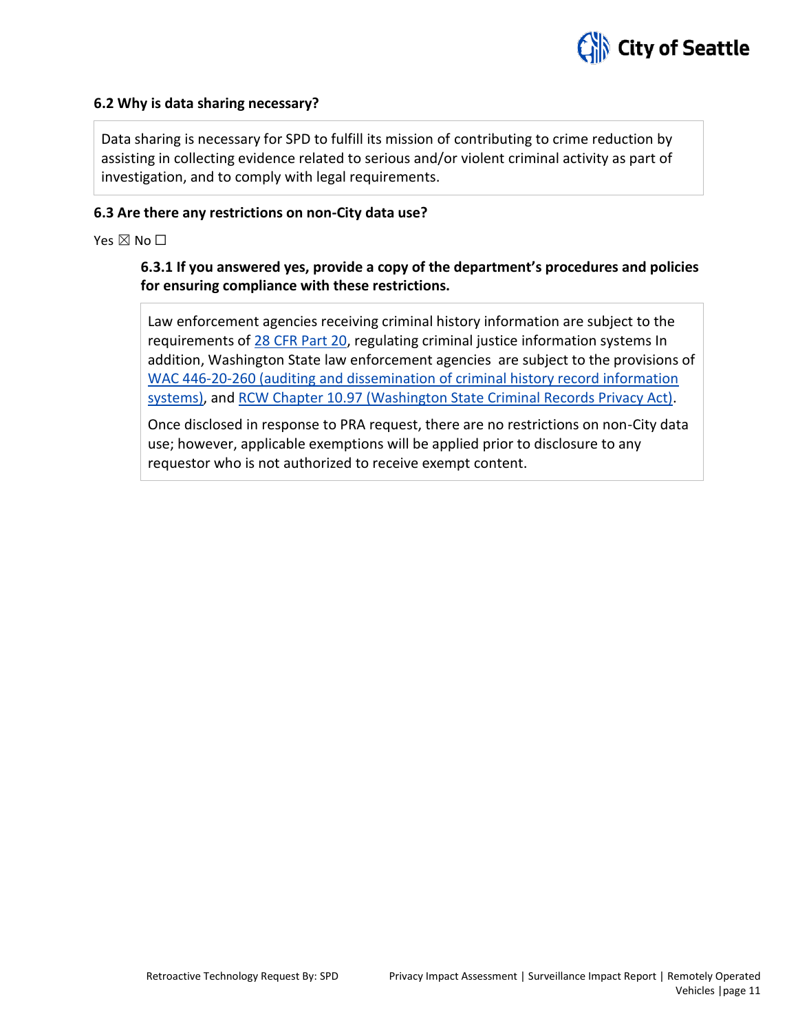### 6.2 Why is data sharing necessary?

Data sharing is necessary for SPD to fulfill its mission of contributing to crime reduction by assisting in collecting evidence related to serious and/or violent criminal activity as part of investigation, and to comply with legal requirements.

### 6.3 Are there any restrictions on non-City data use?

Yes ☒ No ☐

#### 6.3.1 If you answered yes, provide a copy of the department's procedures and policies for ensuring compliance with these restrictions.

Law enforcement agencies receiving criminal history information are subject to the requirements of 28 CFR Part 20, regulating criminal justice information systems In addition, Washington State law enforcement agencies are subject to the provisions of WAC 446-20-260 (auditing and dissemination of criminal history record information systems), and RCW Chapter 10.97 (Washington State Criminal Records Privacy Act).

Once disclosed in response to PRA request, there are no restrictions on non-City data use; however, applicable exemptions will be applied prior to disclosure to any requestor who is not authorized to receive exempt content.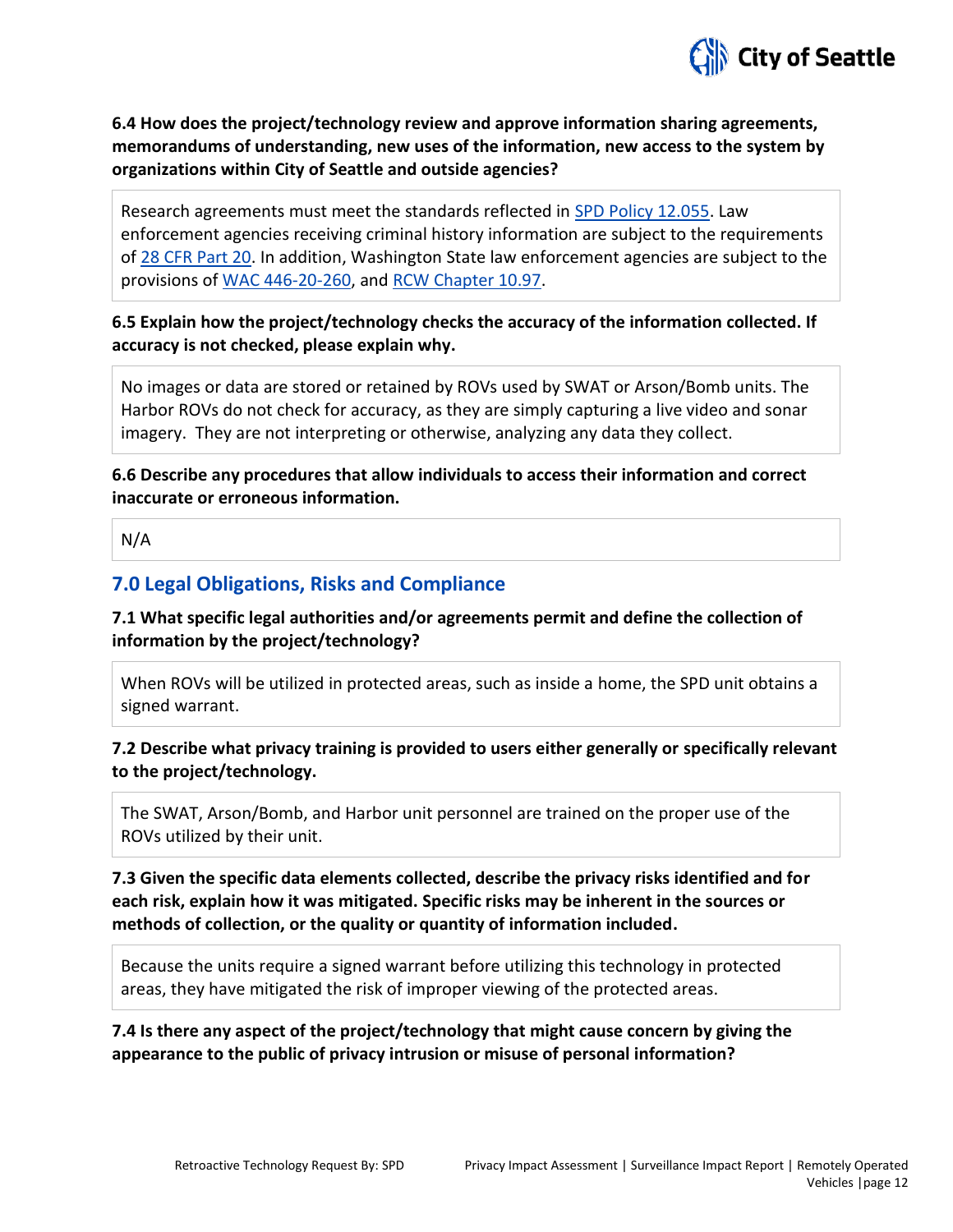**6.4 How does the project/technology review and approve information sharing agreements, memorandums of understanding, new uses of the information, new access to the system by organizations within City of Seattle and outside agencies?**

Research agreements must meet the standards reflected in SPD Policy 12.055. Law enforcement agencies receiving criminal history information are subject to the requirements of 28 CFR Part 20. In addition, Washington State law enforcement agencies are subject to the provisions of WAC 446-20-260, and RCW Chapter 10.97.

**6.5 Explain how the project/technology checks the accuracy of the information collected. If accuracy is not checked, please explain why.**

No images or data are stored or retained by ROVs used by SWAT or Arson/Bomb units. The Harbor ROVs do not check for accuracy, as they are simply capturing a live video and sonar imagery. They are not interpreting or otherwise, analyzing any data they collect.

**6.6 Describe any procedures that allow individuals to access their information and correct inaccurate or erroneous information.**

N/A

## 7.0 Legal Obligations, Risks and Compliance

**7.1 What specific legal authorities and/or agreements permit and define the collection of information by the project/technology?**

When ROVs will be utilized in protected areas, such as inside a home, the SPD unit obtains a signed warrant.

**7.2 Describe what privacy training is provided to users either generally or specifically relevant to the project/technology.**

The SWAT, Arson/Bomb, and Harbor unit personnel are trained on the proper use of the ROVs utilized by their unit.

**7.3 Given the specific data elements collected, describe the privacy risks identified and for each risk, explain how it was mitigated. Specific risks may be inherent in the sources or methods of collection, or the quality or quantity of information included.**

Because the units require a signed warrant before utilizing this technology in protected areas, they have mitigated the risk of improper viewing of the protected areas.

**7.4 Is there any aspect of the project/technology that might cause concern by giving the appearance to the public of privacy intrusion or misuse of personal information?**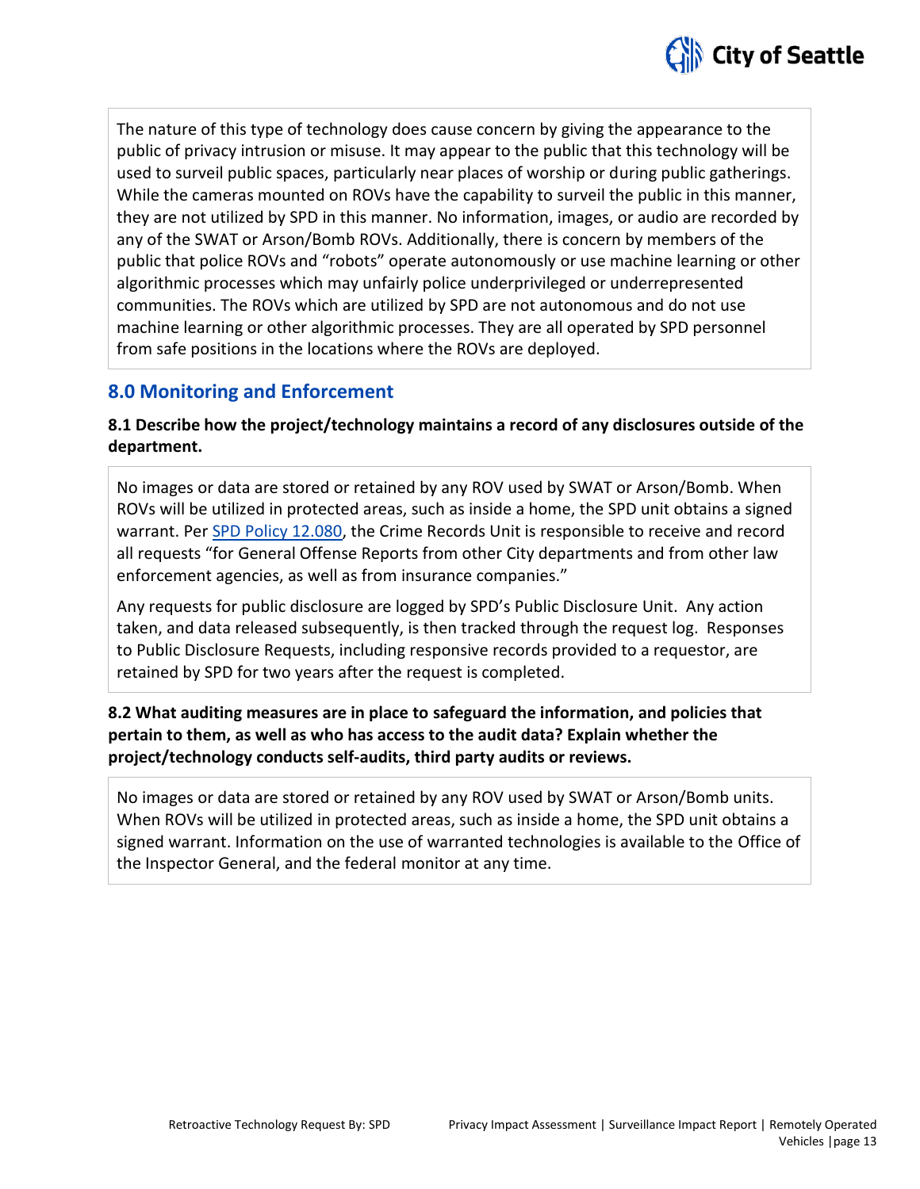The nature of this type of technology does cause concern by giving the appearance to the public of privacy intrusion or misuse. It may appear to the public that this technology will be used to surveil public spaces, particularly near places of worship or during public gatherings. While the cameras mounted on ROVs have the capability to surveil the public in this manner, they are not utilized by SPD in this manner. No information, images, or audio are recorded by any of the SWAT or Arson/Bomb ROVs. Additionally, there is concern by members of the public that police ROVs and "robots" operate autonomously or use machine learning or other algorithmic processes which may unfairly police underprivileged or underrepresented communities. The ROVs which are utilized by SPD are not autonomous and do not use machine learning or other algorithmic processes. They are all operated by SPD personnel from safe positions in the locations where the ROVs are deployed.

## 8.0 Monitoring and Enforcement

**8.1 Describe how the project/technology maintains a record of any disclosures outside of the department.**

No images or data are stored or retained by any ROV used by SWAT or Arson/Bomb. When ROVs will be utilized in protected areas, such as inside a home, the SPD unit obtains a signed warrant. Per SPD Policy 12.080, the Crime Records Unit is responsible to receive and record all requests "for General Offense Reports from other City departments and from other law enforcement agencies, as well as from insurance companies."

Any requests for public disclosure are logged by SPD's Public Disclosure Unit. Any action taken, and data released subsequently, is then tracked through the request log. Responses to Public Disclosure Requests, including responsive records provided to a requestor, are retained by SPD for two years after the request is completed.

**8.2 What auditing measures are in place to safeguard the information, and policies that pertain to them, as well as who has access to the audit data? Explain whether the project/technology conducts self-audits, third party audits or reviews.**

No images or data are stored or retained by any ROV used by SWAT or Arson/Bomb units. When ROVs will be utilized in protected areas, such as inside a home, the SPD unit obtains a signed warrant. Information on the use of warranted technologies is available to the Office of the Inspector General, and the federal monitor at any time.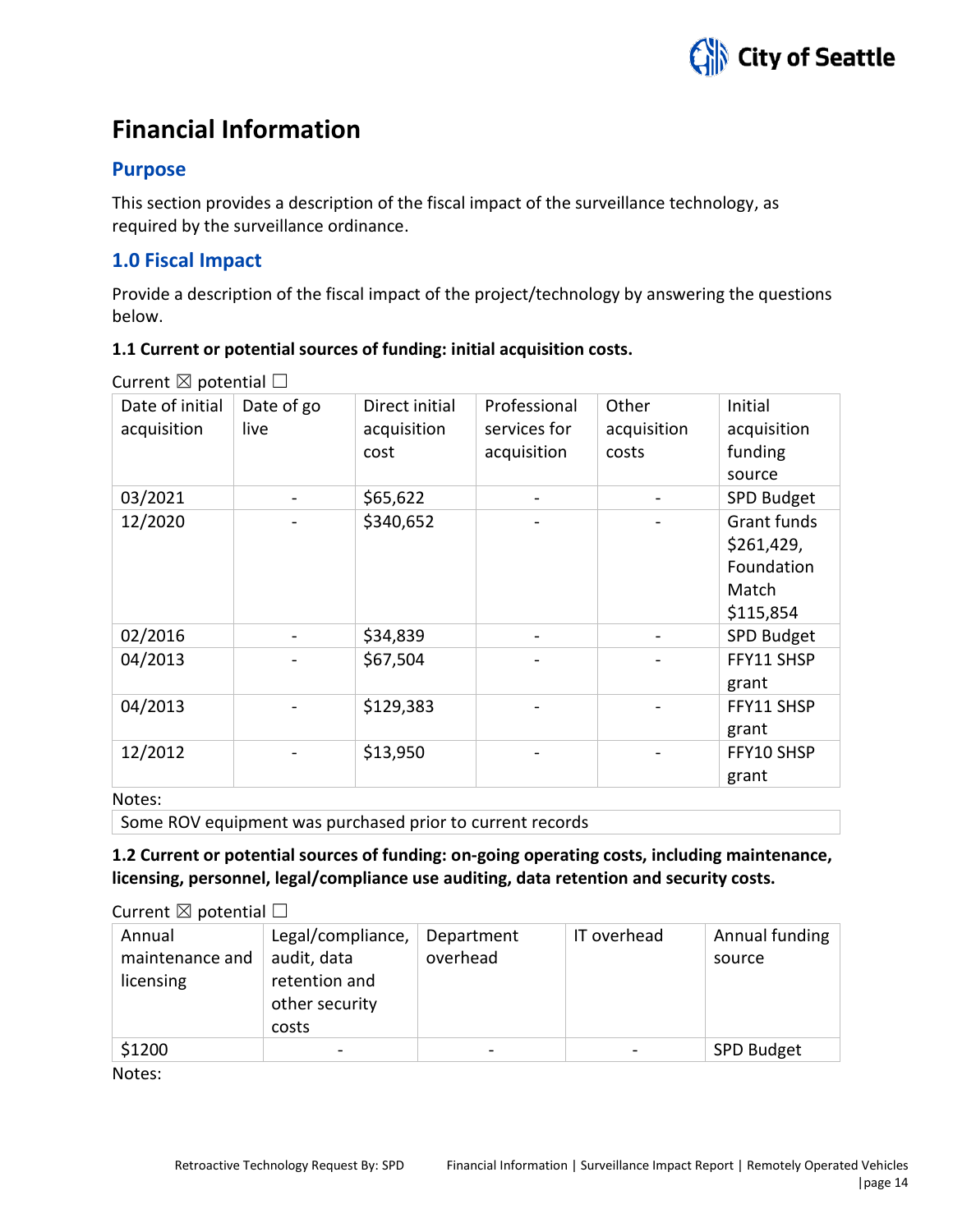# Financial Information

## Purpose

This section provides a description of the fiscal impact of the surveillance technology, as required by the surveillance ordinance.

## 1.0 Fiscal Impact

Provide a description of the fiscal impact of the project/technology by answering the questions below.

**1.1 Current or potential sources of funding: initial acquisition costs.**

Current ☒ potential ☐

| Date of initial acquisition | Date of go live | Direct initial acquisition cost | Professional services for acquisition | Other acquisition costs | Initial acquisition funding source |
|---|---|---|---|---|---|
| 03/2021 | - | $65,622 | - | - | SPD Budget |
| 12/2020 | - | $340,652 | - | - | Grant funds $261,429, Foundation Match $115,854 |
| 02/2016 | - | $34,839 | - | - | SPD Budget |
| 04/2013 | - | $67,504 | - | - | FFY11 SHSP grant |
| 04/2013 | - | $129,383 | - | - | FFY11 SHSP grant |
| 12/2012 | - | $13,950 | - | - | FFY10 SHSP grant |

Notes:

Some ROV equipment was purchased prior to current records

**1.2 Current or potential sources of funding: on-going operating costs, including maintenance, licensing, personnel, legal/compliance use auditing, data retention and security costs.**

Current ☒ potential ☐

| Annual maintenance and licensing | Legal/compliance, audit, data retention and other security costs | Department overhead | IT overhead | Annual funding source |
|---|---|---|---|---|
| $1200 | - | - | - | SPD Budget |

Notes: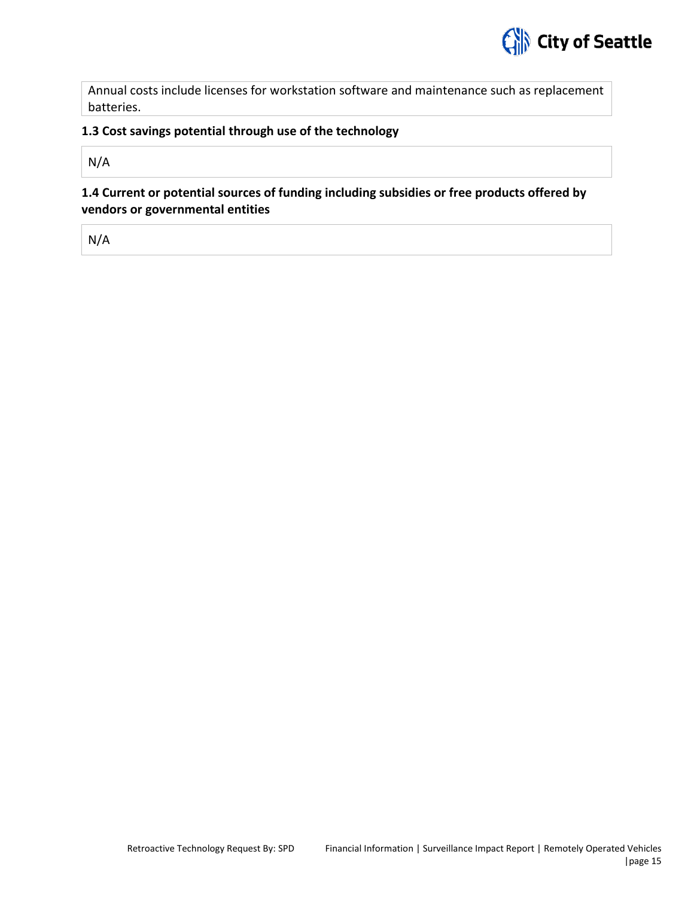Annual costs include licenses for workstation software and maintenance such as replacement batteries.

### 1.3 Cost savings potential through use of the technology

N/A

### 1.4 Current or potential sources of funding including subsidies or free products offered by vendors or governmental entities

N/A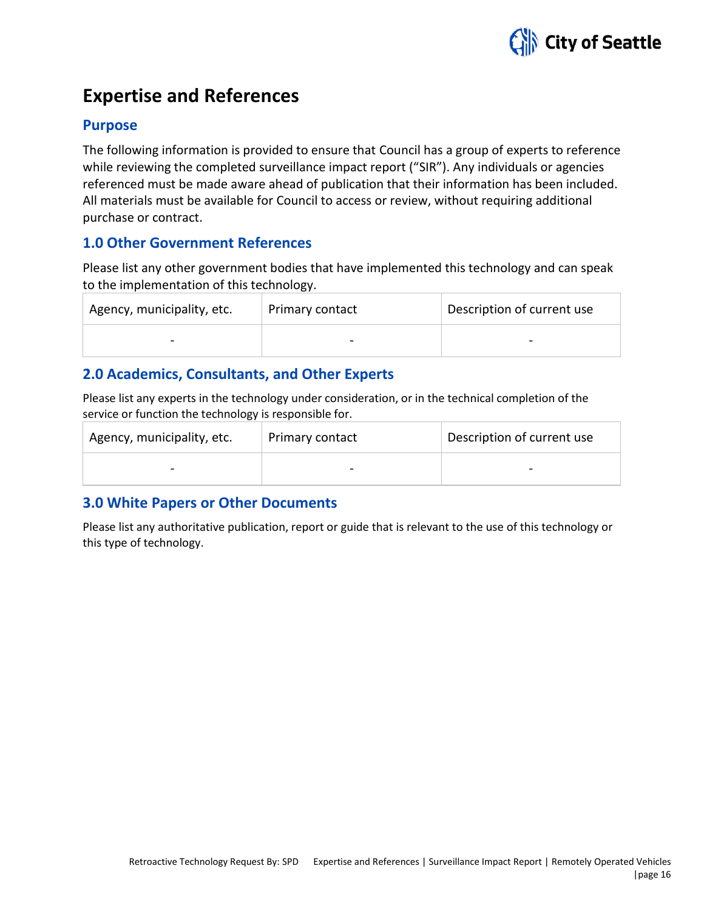# Expertise and References

## Purpose

The following information is provided to ensure that Council has a group of experts to reference while reviewing the completed surveillance impact report ("SIR"). Any individuals or agencies referenced must be made aware ahead of publication that their information has been included. All materials must be available for Council to access or review, without requiring additional purchase or contract.

## 1.0 Other Government References

Please list any other government bodies that have implemented this technology and can speak to the implementation of this technology.

| Agency, municipality, etc. | Primary contact | Description of current use |
|---|---|---|
| - | - | - |

## 2.0 Academics, Consultants, and Other Experts

Please list any experts in the technology under consideration, or in the technical completion of the service or function the technology is responsible for.

| Agency, municipality, etc. | Primary contact | Description of current use |
|---|---|---|
| - | - | - |

## 3.0 White Papers or Other Documents

Please list any authoritative publication, report or guide that is relevant to the use of this technology or this type of technology.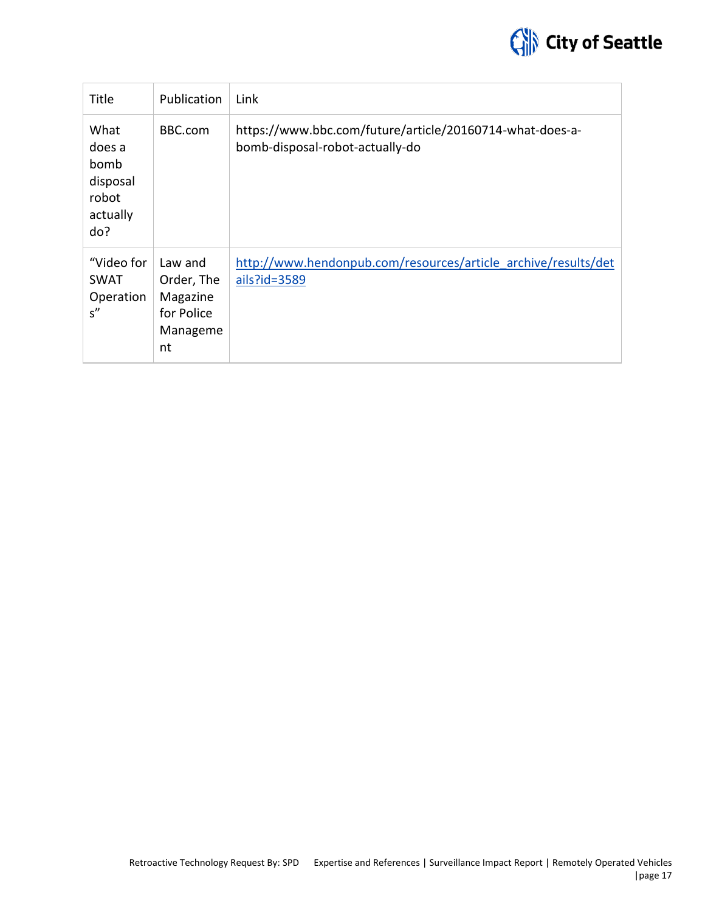| Title | Publication | Link |
| --- | --- | --- |
| What does a bomb disposal robot actually do? | BBC.com | https://www.bbc.com/future/article/20160714-what-does-a-bomb-disposal-robot-actually-do |
| "Video for SWAT Operations" | Law and Order, The Magazine for Police Management | http://www.hendonpub.com/resources/article_archive/results/details?id=3589 |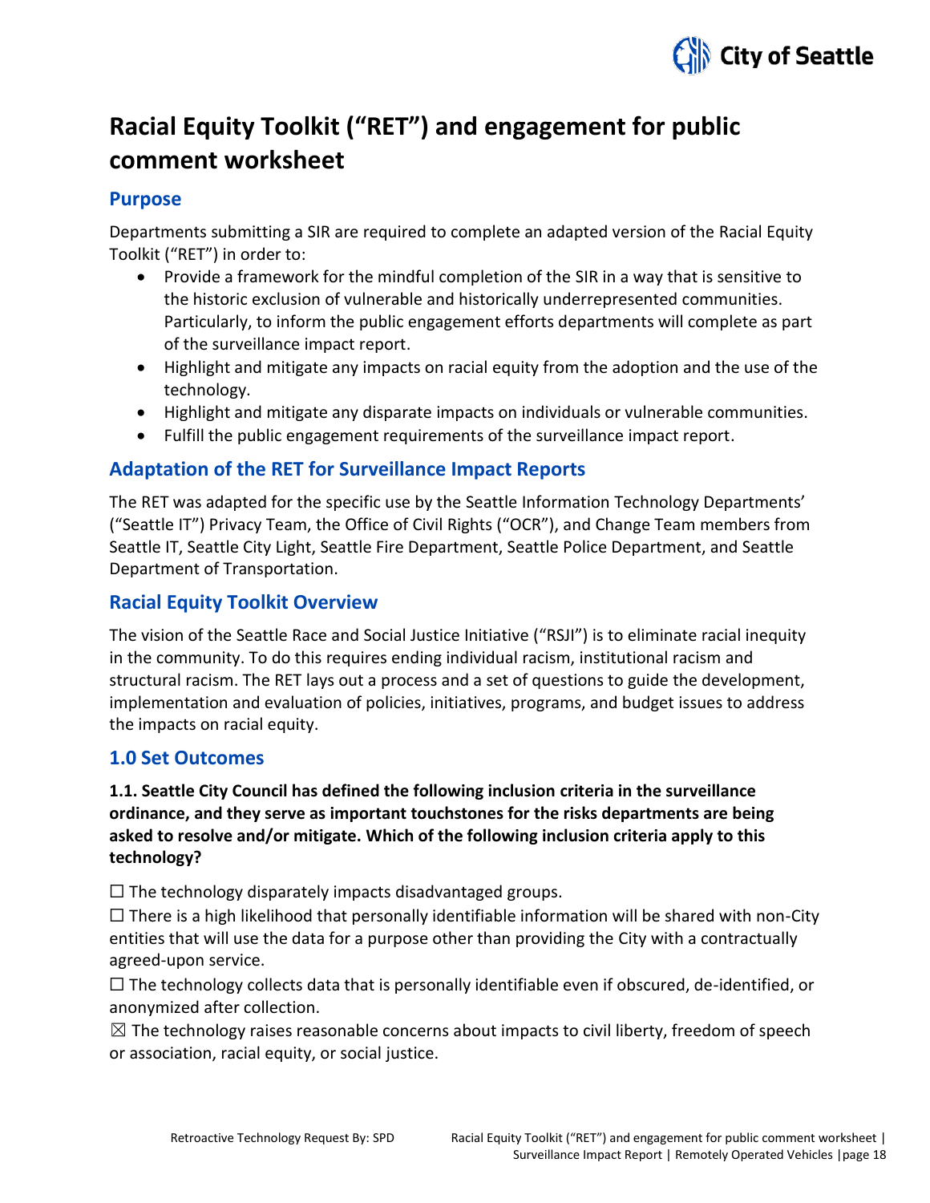# Racial Equity Toolkit ("RET") and engagement for public comment worksheet

## Purpose

Departments submitting a SIR are required to complete an adapted version of the Racial Equity Toolkit ("RET") in order to:

- Provide a framework for the mindful completion of the SIR in a way that is sensitive to the historic exclusion of vulnerable and historically underrepresented communities. Particularly, to inform the public engagement efforts departments will complete as part of the surveillance impact report.
- Highlight and mitigate any impacts on racial equity from the adoption and the use of the technology.
- Highlight and mitigate any disparate impacts on individuals or vulnerable communities.
- Fulfill the public engagement requirements of the surveillance impact report.

## Adaptation of the RET for Surveillance Impact Reports

The RET was adapted for the specific use by the Seattle Information Technology Departments' ("Seattle IT") Privacy Team, the Office of Civil Rights ("OCR"), and Change Team members from Seattle IT, Seattle City Light, Seattle Fire Department, Seattle Police Department, and Seattle Department of Transportation.

## Racial Equity Toolkit Overview

The vision of the Seattle Race and Social Justice Initiative ("RSJI") is to eliminate racial inequity in the community. To do this requires ending individual racism, institutional racism and structural racism. The RET lays out a process and a set of questions to guide the development, implementation and evaluation of policies, initiatives, programs, and budget issues to address the impacts on racial equity.

## 1.0 Set Outcomes

**1.1. Seattle City Council has defined the following inclusion criteria in the surveillance ordinance, and they serve as important touchstones for the risks departments are being asked to resolve and/or mitigate. Which of the following inclusion criteria apply to this technology?**

☐ The technology disparately impacts disadvantaged groups.
☐ There is a high likelihood that personally identifiable information will be shared with non-City entities that will use the data for a purpose other than providing the City with a contractually agreed-upon service.
☐ The technology collects data that is personally identifiable even if obscured, de-identified, or anonymized after collection.
☒ The technology raises reasonable concerns about impacts to civil liberty, freedom of speech or association, racial equity, or social justice.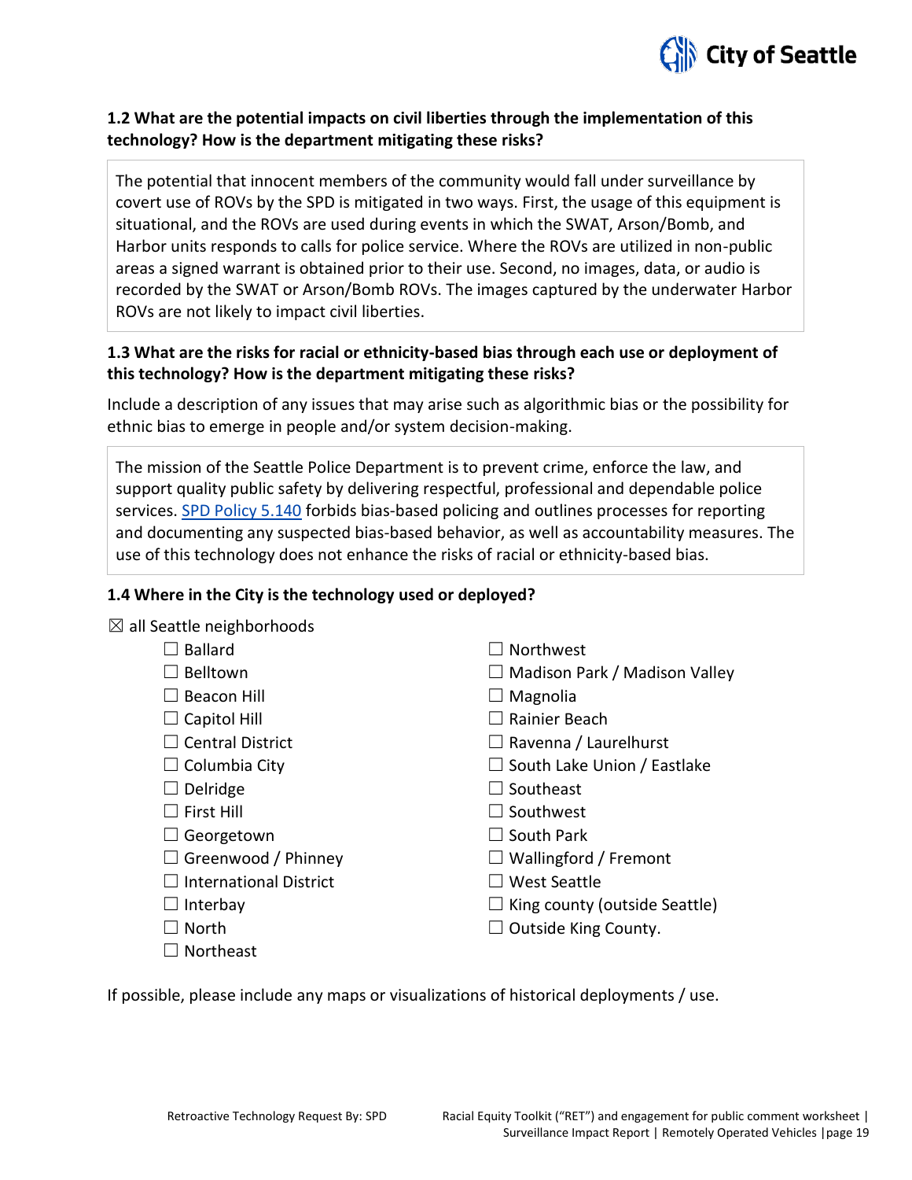### 1.2 What are the potential impacts on civil liberties through the implementation of this technology? How is the department mitigating these risks?

The potential that innocent members of the community would fall under surveillance by covert use of ROVs by the SPD is mitigated in two ways. First, the usage of this equipment is situational, and the ROVs are used during events in which the SWAT, Arson/Bomb, and Harbor units responds to calls for police service. Where the ROVs are utilized in non-public areas a signed warrant is obtained prior to their use. Second, no images, data, or audio is recorded by the SWAT or Arson/Bomb ROVs. The images captured by the underwater Harbor ROVs are not likely to impact civil liberties.

### 1.3 What are the risks for racial or ethnicity-based bias through each use or deployment of this technology? How is the department mitigating these risks?

Include a description of any issues that may arise such as algorithmic bias or the possibility for ethnic bias to emerge in people and/or system decision-making.

The mission of the Seattle Police Department is to prevent crime, enforce the law, and support quality public safety by delivering respectful, professional and dependable police services. SPD Policy 5.140 forbids bias-based policing and outlines processes for reporting and documenting any suspected bias-based behavior, as well as accountability measures. The use of this technology does not enhance the risks of racial or ethnicity-based bias.

### 1.4 Where in the City is the technology used or deployed?

☒ all Seattle neighborhoods

- ☐ Ballard
- ☐ Belltown
- ☐ Beacon Hill
- ☐ Capitol Hill
- ☐ Central District
- ☐ Columbia City
- ☐ Delridge
- ☐ First Hill
- ☐ Georgetown
- ☐ Greenwood / Phinney
- ☐ International District
- ☐ Interbay
- ☐ North
- ☐ Northeast
- ☐ Northwest
- ☐ Madison Park / Madison Valley
- ☐ Magnolia
- ☐ Rainier Beach
- ☐ Ravenna / Laurelhurst
- ☐ South Lake Union / Eastlake
- ☐ Southeast
- ☐ Southwest
- ☐ South Park
- ☐ Wallingford / Fremont
- ☐ West Seattle
- ☐ King county (outside Seattle)
- ☐ Outside King County.

If possible, please include any maps or visualizations of historical deployments / use.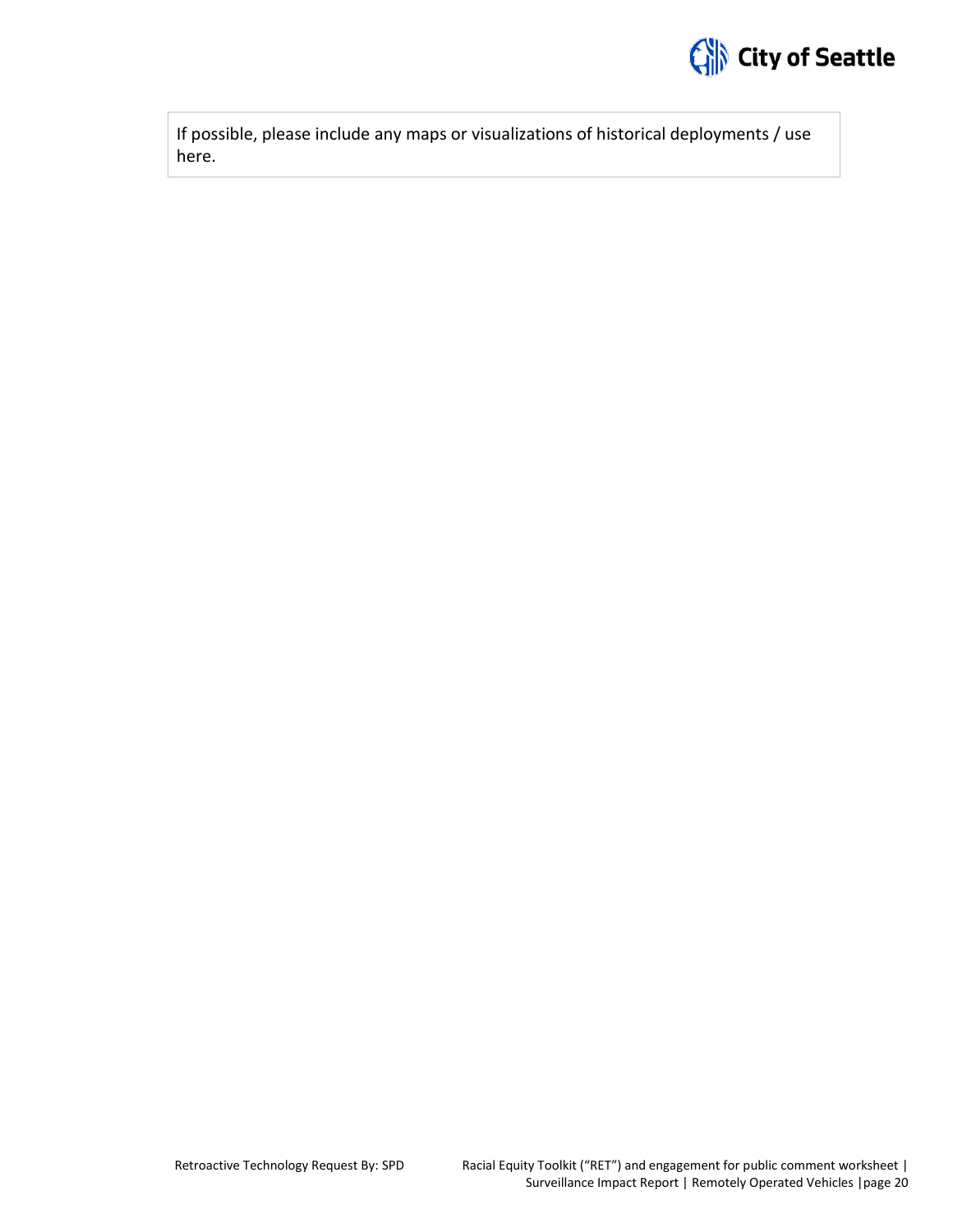If possible, please include any maps or visualizations of historical deployments / use here.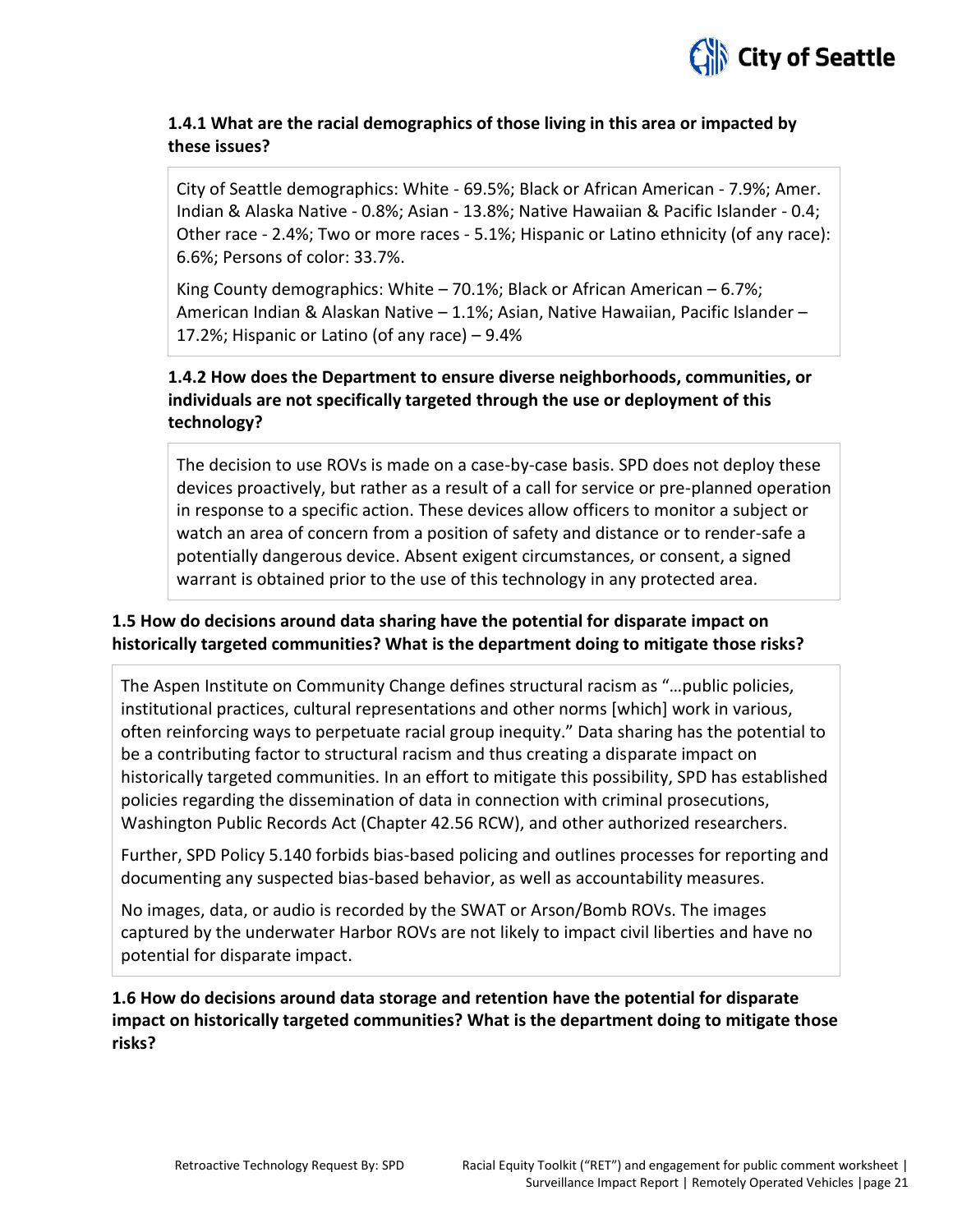### 1.4.1 What are the racial demographics of those living in this area or impacted by these issues?

City of Seattle demographics: White - 69.5%; Black or African American - 7.9%; Amer. Indian & Alaska Native - 0.8%; Asian - 13.8%; Native Hawaiian & Pacific Islander - 0.4; Other race - 2.4%; Two or more races - 5.1%; Hispanic or Latino ethnicity (of any race): 6.6%; Persons of color: 33.7%.

King County demographics: White – 70.1%; Black or African American – 6.7%; American Indian & Alaskan Native – 1.1%; Asian, Native Hawaiian, Pacific Islander – 17.2%; Hispanic or Latino (of any race) – 9.4%

### 1.4.2 How does the Department to ensure diverse neighborhoods, communities, or individuals are not specifically targeted through the use or deployment of this technology?

The decision to use ROVs is made on a case-by-case basis. SPD does not deploy these devices proactively, but rather as a result of a call for service or pre-planned operation in response to a specific action. These devices allow officers to monitor a subject or watch an area of concern from a position of safety and distance or to render-safe a potentially dangerous device. Absent exigent circumstances, or consent, a signed warrant is obtained prior to the use of this technology in any protected area.

### 1.5 How do decisions around data sharing have the potential for disparate impact on historically targeted communities? What is the department doing to mitigate those risks?

The Aspen Institute on Community Change defines structural racism as "…public policies, institutional practices, cultural representations and other norms [which] work in various, often reinforcing ways to perpetuate racial group inequity." Data sharing has the potential to be a contributing factor to structural racism and thus creating a disparate impact on historically targeted communities. In an effort to mitigate this possibility, SPD has established policies regarding the dissemination of data in connection with criminal prosecutions, Washington Public Records Act (Chapter 42.56 RCW), and other authorized researchers.

Further, SPD Policy 5.140 forbids bias-based policing and outlines processes for reporting and documenting any suspected bias-based behavior, as well as accountability measures.

No images, data, or audio is recorded by the SWAT or Arson/Bomb ROVs. The images captured by the underwater Harbor ROVs are not likely to impact civil liberties and have no potential for disparate impact.

### 1.6 How do decisions around data storage and retention have the potential for disparate impact on historically targeted communities? What is the department doing to mitigate those risks?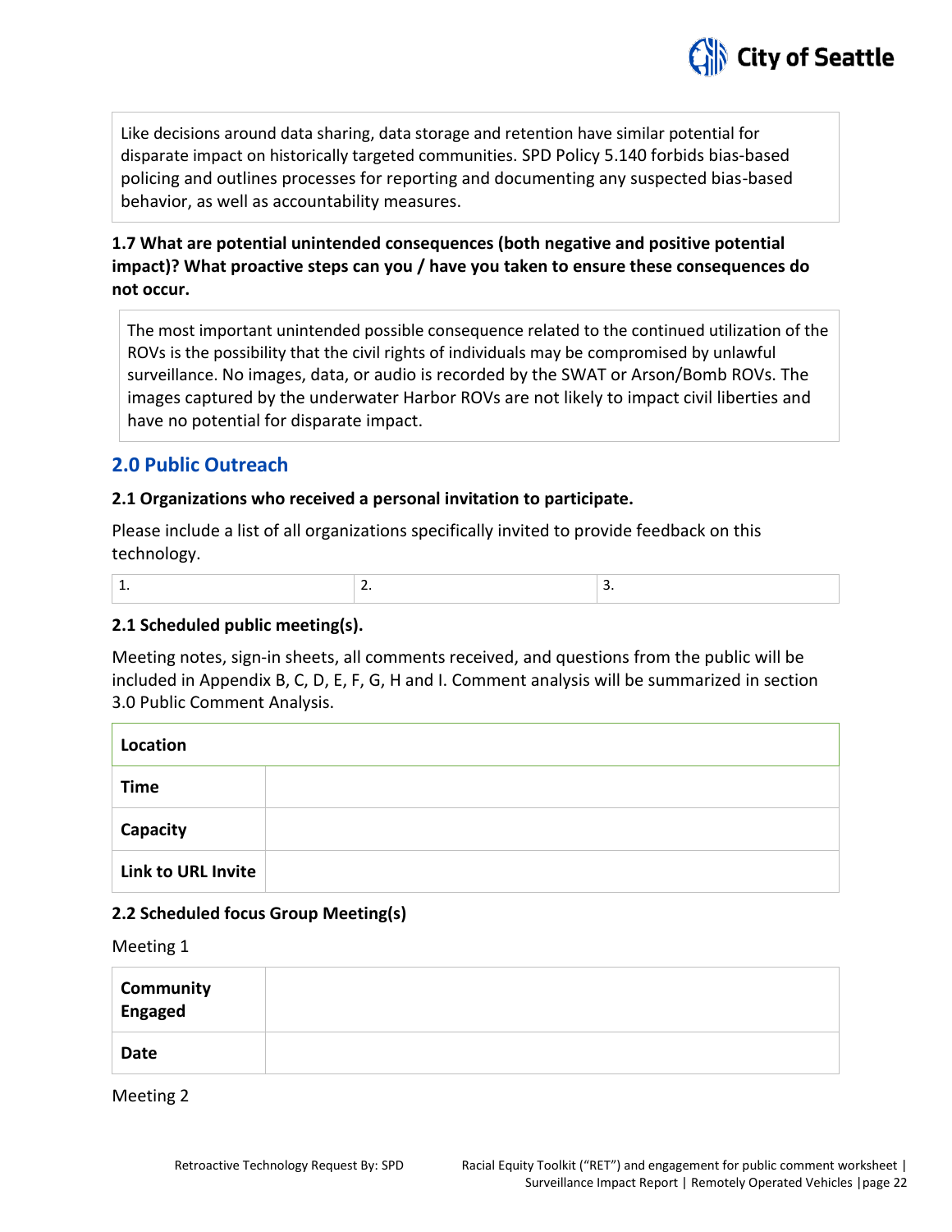Like decisions around data sharing, data storage and retention have similar potential for disparate impact on historically targeted communities. SPD Policy 5.140 forbids bias-based policing and outlines processes for reporting and documenting any suspected bias-based behavior, as well as accountability measures.

**1.7 What are potential unintended consequences (both negative and positive potential impact)? What proactive steps can you / have you taken to ensure these consequences do not occur.**

The most important unintended possible consequence related to the continued utilization of the ROVs is the possibility that the civil rights of individuals may be compromised by unlawful surveillance. No images, data, or audio is recorded by the SWAT or Arson/Bomb ROVs. The images captured by the underwater Harbor ROVs are not likely to impact civil liberties and have no potential for disparate impact.

## 2.0 Public Outreach

**2.1 Organizations who received a personal invitation to participate.**

Please include a list of all organizations specifically invited to provide feedback on this technology.

| 1. | 2. | 3. |
|---|---|---|

**2.1 Scheduled public meeting(s).**

Meeting notes, sign-in sheets, all comments received, and questions from the public will be included in Appendix B, C, D, E, F, G, H and I. Comment analysis will be summarized in section 3.0 Public Comment Analysis.

| **Location** | |
|---|---|
| **Time** | |
| **Capacity** | |
| **Link to URL Invite** | |

**2.2 Scheduled focus Group Meeting(s)**

Meeting 1

| **Community Engaged** | |
|---|---|
| **Date** | |

Meeting 2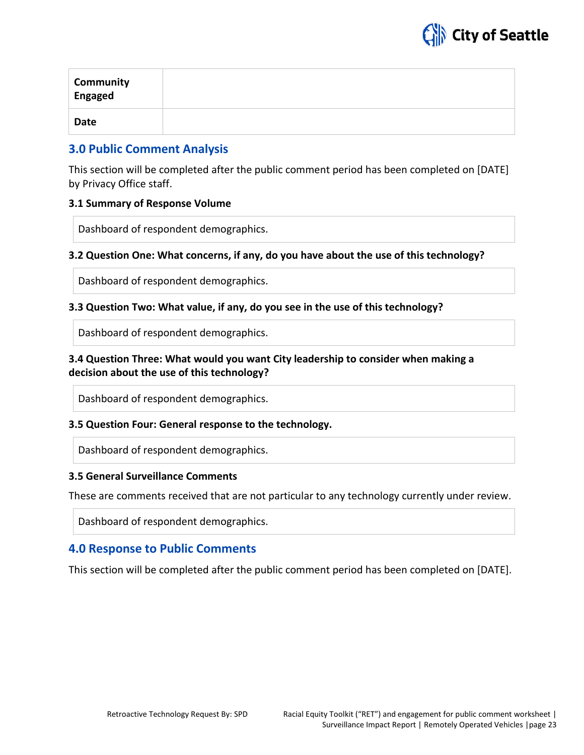| Community Engaged | |
|---|---|
| Date | |

## 3.0 Public Comment Analysis

This section will be completed after the public comment period has been completed on [DATE] by Privacy Office staff.

### 3.1 Summary of Response Volume

| Dashboard of respondent demographics. |
|---|

### 3.2 Question One: What concerns, if any, do you have about the use of this technology?

| Dashboard of respondent demographics. |
|---|

### 3.3 Question Two: What value, if any, do you see in the use of this technology?

| Dashboard of respondent demographics. |
|---|

### 3.4 Question Three: What would you want City leadership to consider when making a decision about the use of this technology?

| Dashboard of respondent demographics. |
|---|

### 3.5 Question Four: General response to the technology.

| Dashboard of respondent demographics. |
|---|

### 3.5 General Surveillance Comments

These are comments received that are not particular to any technology currently under review.

| Dashboard of respondent demographics. |
|---|

## 4.0 Response to Public Comments

This section will be completed after the public comment period has been completed on [DATE].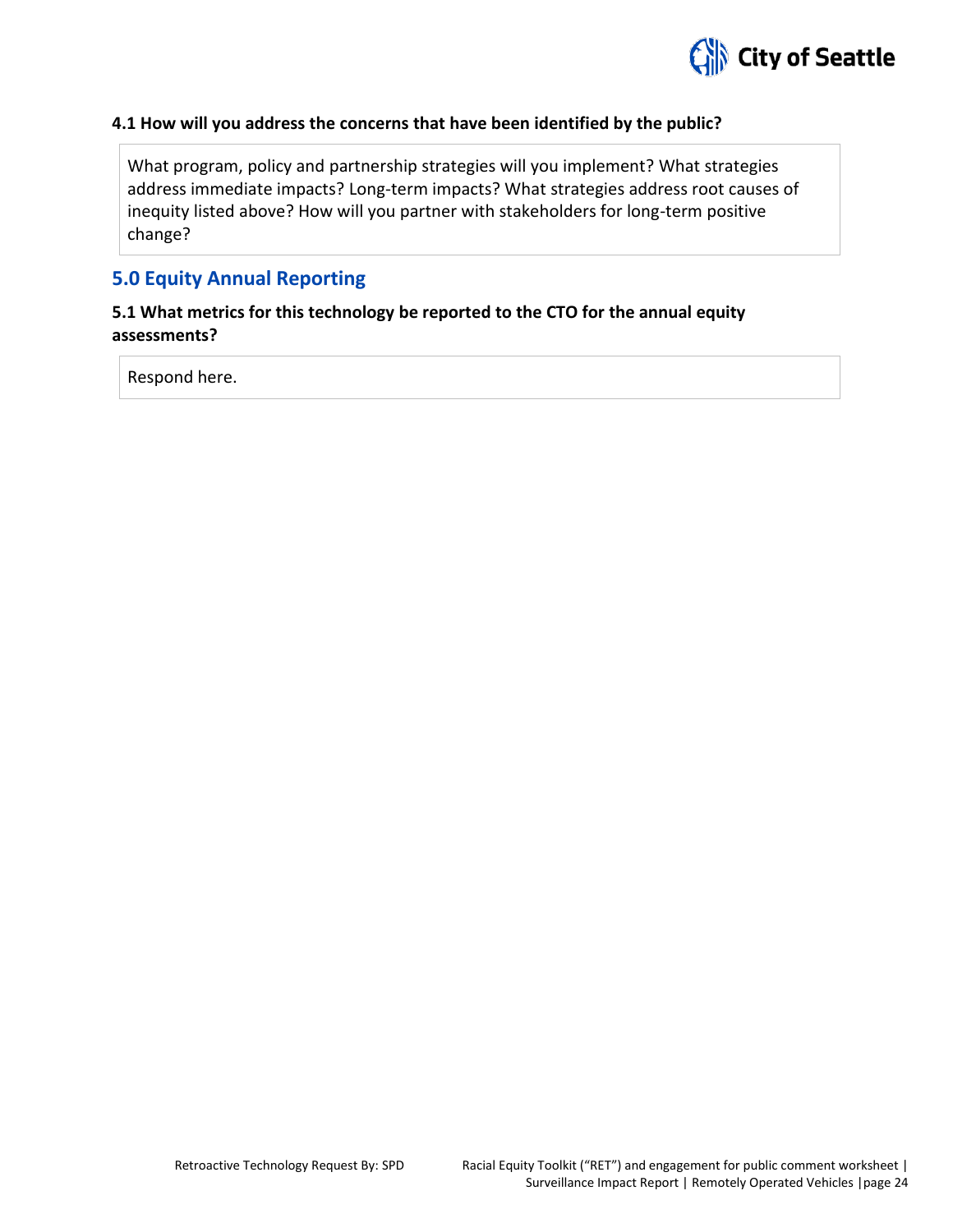#### 4.1 How will you address the concerns that have been identified by the public?

What program, policy and partnership strategies will you implement? What strategies address immediate impacts? Long-term impacts? What strategies address root causes of inequity listed above? How will you partner with stakeholders for long-term positive change?

## 5.0 Equity Annual Reporting

#### 5.1 What metrics for this technology be reported to the CTO for the annual equity assessments?

Respond here.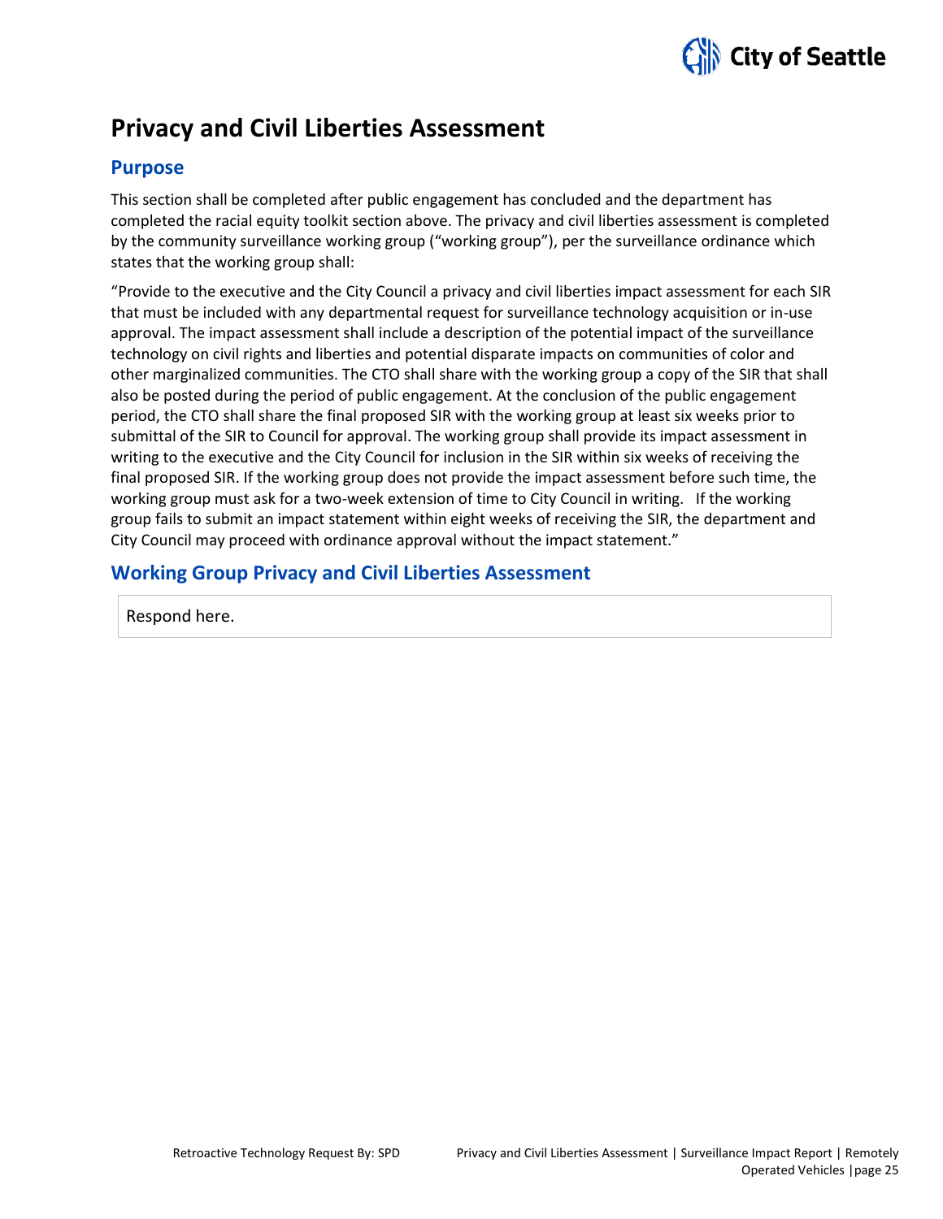# Privacy and Civil Liberties Assessment

## Purpose

This section shall be completed after public engagement has concluded and the department has completed the racial equity toolkit section above. The privacy and civil liberties assessment is completed by the community surveillance working group ("working group"), per the surveillance ordinance which states that the working group shall:

"Provide to the executive and the City Council a privacy and civil liberties impact assessment for each SIR that must be included with any departmental request for surveillance technology acquisition or in-use approval. The impact assessment shall include a description of the potential impact of the surveillance technology on civil rights and liberties and potential disparate impacts on communities of color and other marginalized communities. The CTO shall share with the working group a copy of the SIR that shall also be posted during the period of public engagement. At the conclusion of the public engagement period, the CTO shall share the final proposed SIR with the working group at least six weeks prior to submittal of the SIR to Council for approval. The working group shall provide its impact assessment in writing to the executive and the City Council for inclusion in the SIR within six weeks of receiving the final proposed SIR. If the working group does not provide the impact assessment before such time, the working group must ask for a two-week extension of time to City Council in writing. If the working group fails to submit an impact statement within eight weeks of receiving the SIR, the department and City Council may proceed with ordinance approval without the impact statement."

## Working Group Privacy and Civil Liberties Assessment

Respond here.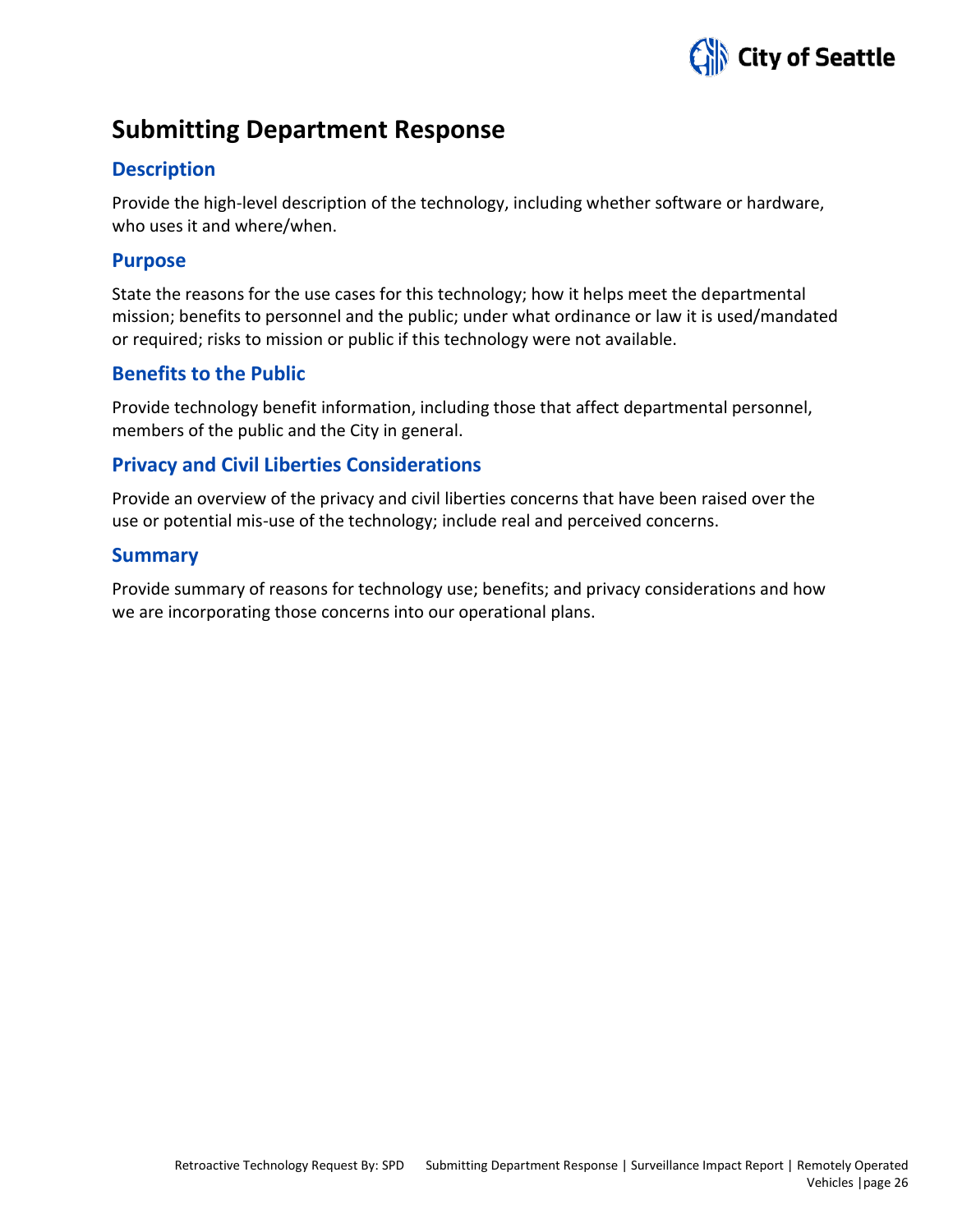# Submitting Department Response

## Description

Provide the high-level description of the technology, including whether software or hardware, who uses it and where/when.

## Purpose

State the reasons for the use cases for this technology; how it helps meet the departmental mission; benefits to personnel and the public; under what ordinance or law it is used/mandated or required; risks to mission or public if this technology were not available.

## Benefits to the Public

Provide technology benefit information, including those that affect departmental personnel, members of the public and the City in general.

## Privacy and Civil Liberties Considerations

Provide an overview of the privacy and civil liberties concerns that have been raised over the use or potential mis-use of the technology; include real and perceived concerns.

## Summary

Provide summary of reasons for technology use; benefits; and privacy considerations and how we are incorporating those concerns into our operational plans.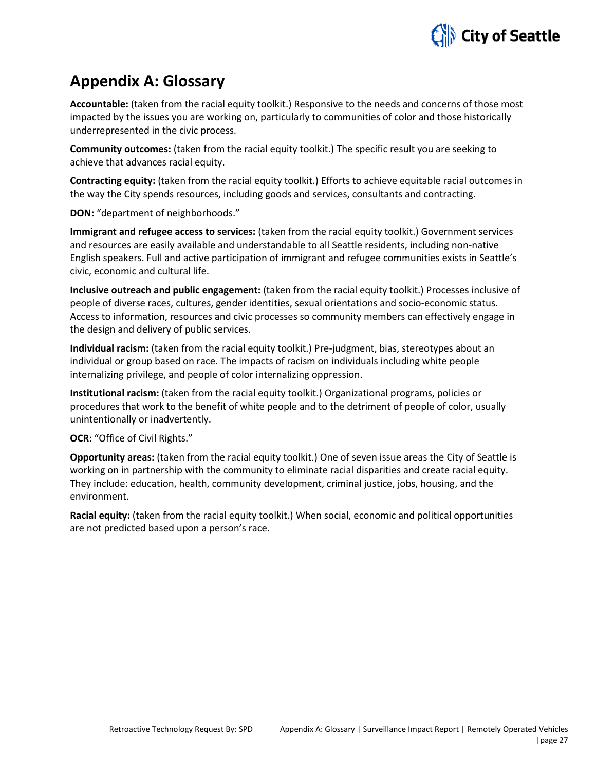# Appendix A: Glossary

**Accountable:** (taken from the racial equity toolkit.) Responsive to the needs and concerns of those most impacted by the issues you are working on, particularly to communities of color and those historically underrepresented in the civic process.

**Community outcomes:** (taken from the racial equity toolkit.) The specific result you are seeking to achieve that advances racial equity.

**Contracting equity:** (taken from the racial equity toolkit.) Efforts to achieve equitable racial outcomes in the way the City spends resources, including goods and services, consultants and contracting.

**DON:** "department of neighborhoods."

**Immigrant and refugee access to services:** (taken from the racial equity toolkit.) Government services and resources are easily available and understandable to all Seattle residents, including non-native English speakers. Full and active participation of immigrant and refugee communities exists in Seattle's civic, economic and cultural life.

**Inclusive outreach and public engagement:** (taken from the racial equity toolkit.) Processes inclusive of people of diverse races, cultures, gender identities, sexual orientations and socio-economic status. Access to information, resources and civic processes so community members can effectively engage in the design and delivery of public services.

**Individual racism:** (taken from the racial equity toolkit.) Pre-judgment, bias, stereotypes about an individual or group based on race. The impacts of racism on individuals including white people internalizing privilege, and people of color internalizing oppression.

**Institutional racism:** (taken from the racial equity toolkit.) Organizational programs, policies or procedures that work to the benefit of white people and to the detriment of people of color, usually unintentionally or inadvertently.

**OCR**: "Office of Civil Rights."

**Opportunity areas:** (taken from the racial equity toolkit.) One of seven issue areas the City of Seattle is working on in partnership with the community to eliminate racial disparities and create racial equity. They include: education, health, community development, criminal justice, jobs, housing, and the environment.

**Racial equity:** (taken from the racial equity toolkit.) When social, economic and political opportunities are not predicted based upon a person's race.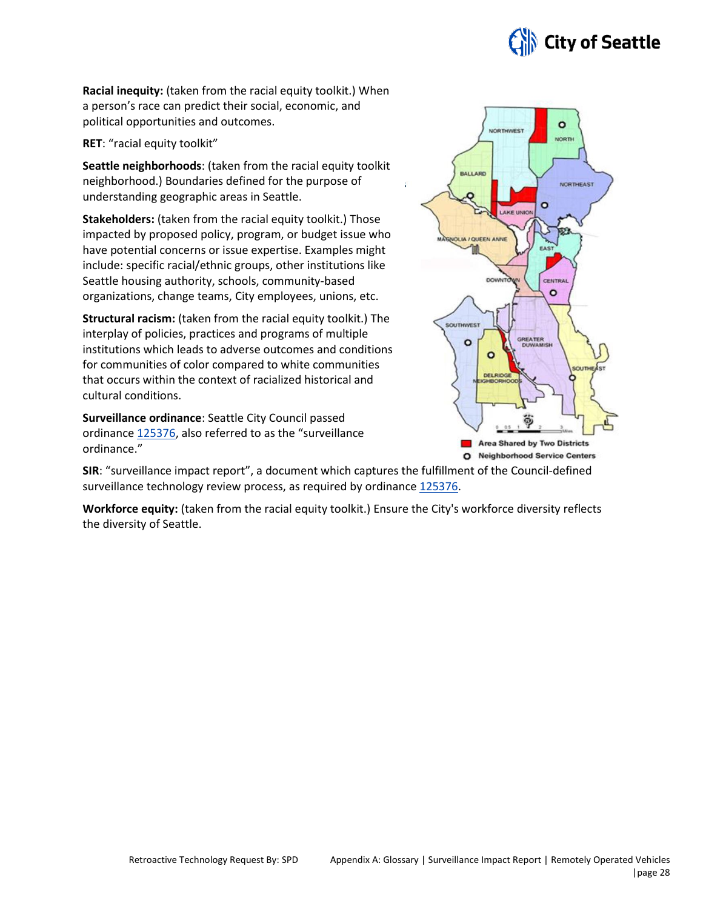**Racial inequity:** (taken from the racial equity toolkit.) When a person's race can predict their social, economic, and political opportunities and outcomes.

**RET**: "racial equity toolkit"

**Seattle neighborhoods**: (taken from the racial equity toolkit neighborhood.) Boundaries defined for the purpose of understanding geographic areas in Seattle.

**Stakeholders:** (taken from the racial equity toolkit.) Those impacted by proposed policy, program, or budget issue who have potential concerns or issue expertise. Examples might include: specific racial/ethnic groups, other institutions like Seattle housing authority, schools, community-based organizations, change teams, City employees, unions, etc.

**Structural racism:** (taken from the racial equity toolkit.) The interplay of policies, practices and programs of multiple institutions which leads to adverse outcomes and conditions for communities of color compared to white communities that occurs within the context of racialized historical and cultural conditions.

**Surveillance ordinance**: Seattle City Council passed ordinance 125376, also referred to as the "surveillance ordinance."

**SIR**: "surveillance impact report", a document which captures the fulfillment of the Council-defined surveillance technology review process, as required by ordinance 125376.

**Workforce equity:** (taken from the racial equity toolkit.) Ensure the City's workforce diversity reflects the diversity of Seattle.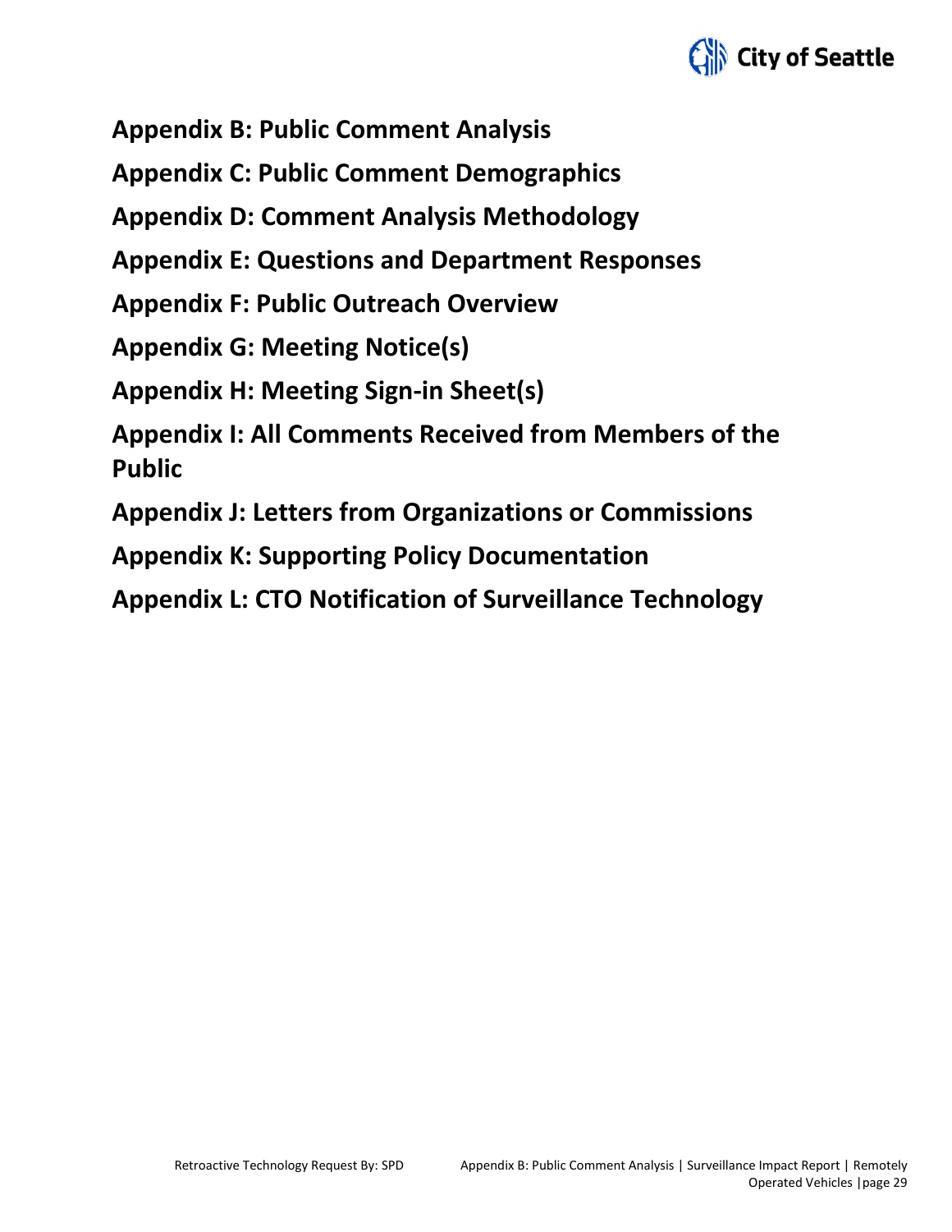## Appendix B: Public Comment Analysis

## Appendix C: Public Comment Demographics

## Appendix D: Comment Analysis Methodology

## Appendix E: Questions and Department Responses

## Appendix F: Public Outreach Overview

## Appendix G: Meeting Notice(s)

## Appendix H: Meeting Sign-in Sheet(s)

## Appendix I: All Comments Received from Members of the Public

## Appendix J: Letters from Organizations or Commissions

## Appendix K: Supporting Policy Documentation

## Appendix L: CTO Notification of Surveillance Technology